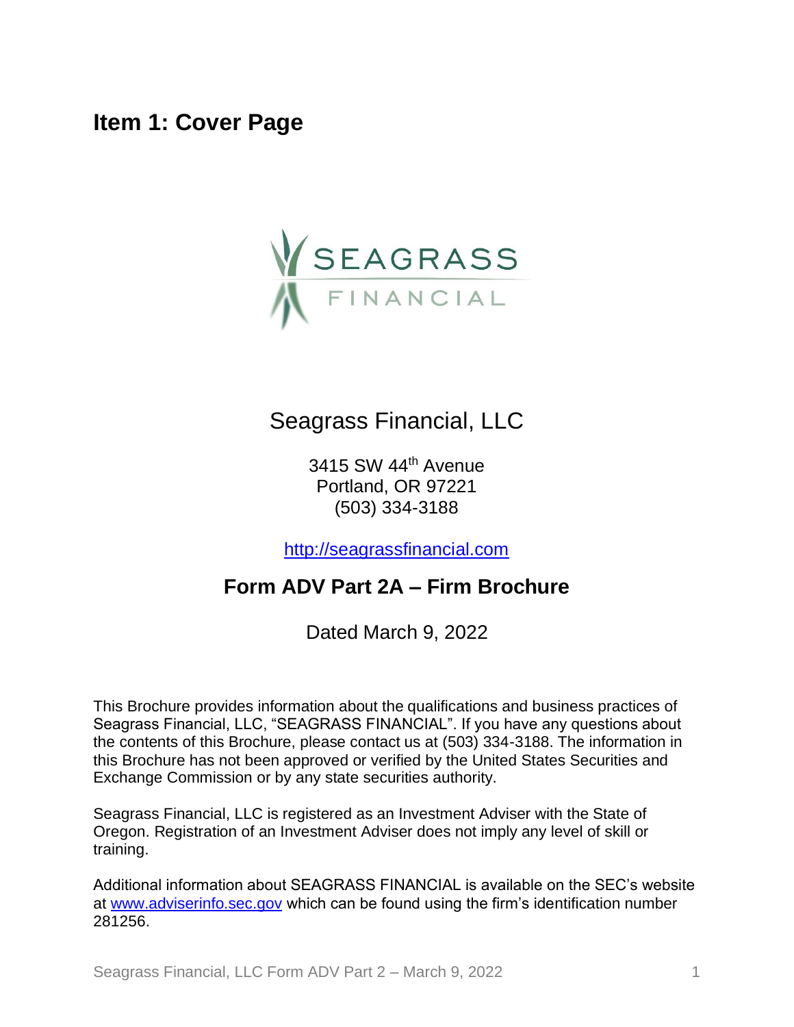# Item 1: Cover Page

SEAGRASS FINANCIAL

## Seagrass Financial, LLC

3415 SW 44th Avenue
Portland, OR 97221
(503) 334-3188

http://seagrassfinancial.com

## Form ADV Part 2A – Firm Brochure

Dated March 9, 2022

This Brochure provides information about the qualifications and business practices of Seagrass Financial, LLC, "SEAGRASS FINANCIAL". If you have any questions about the contents of this Brochure, please contact us at (503) 334-3188. The information in this Brochure has not been approved or verified by the United States Securities and Exchange Commission or by any state securities authority.

Seagrass Financial, LLC is registered as an Investment Adviser with the State of Oregon. Registration of an Investment Adviser does not imply any level of skill or training.

Additional information about SEAGRASS FINANCIAL is available on the SEC's website at www.adviserinfo.sec.gov which can be found using the firm's identification number 281256.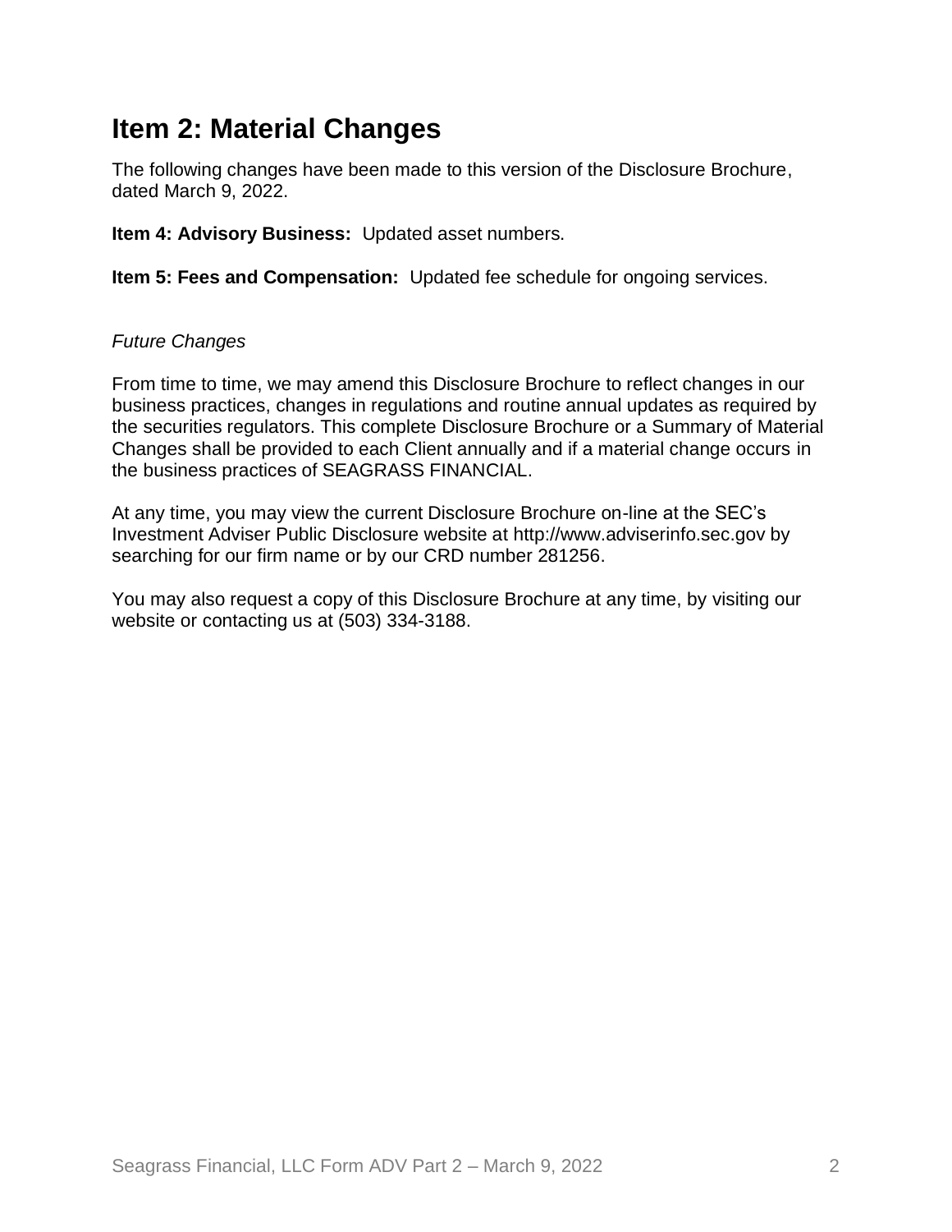## Item 2: Material Changes

The following changes have been made to this version of the Disclosure Brochure, dated March 9, 2022.

**Item 4: Advisory Business:** Updated asset numbers.

**Item 5: Fees and Compensation:** Updated fee schedule for ongoing services.

*Future Changes*

From time to time, we may amend this Disclosure Brochure to reflect changes in our business practices, changes in regulations and routine annual updates as required by the securities regulators. This complete Disclosure Brochure or a Summary of Material Changes shall be provided to each Client annually and if a material change occurs in the business practices of SEAGRASS FINANCIAL.

At any time, you may view the current Disclosure Brochure on-line at the SEC's Investment Adviser Public Disclosure website at http://www.adviserinfo.sec.gov by searching for our firm name or by our CRD number 281256.

You may also request a copy of this Disclosure Brochure at any time, by visiting our website or contacting us at (503) 334-3188.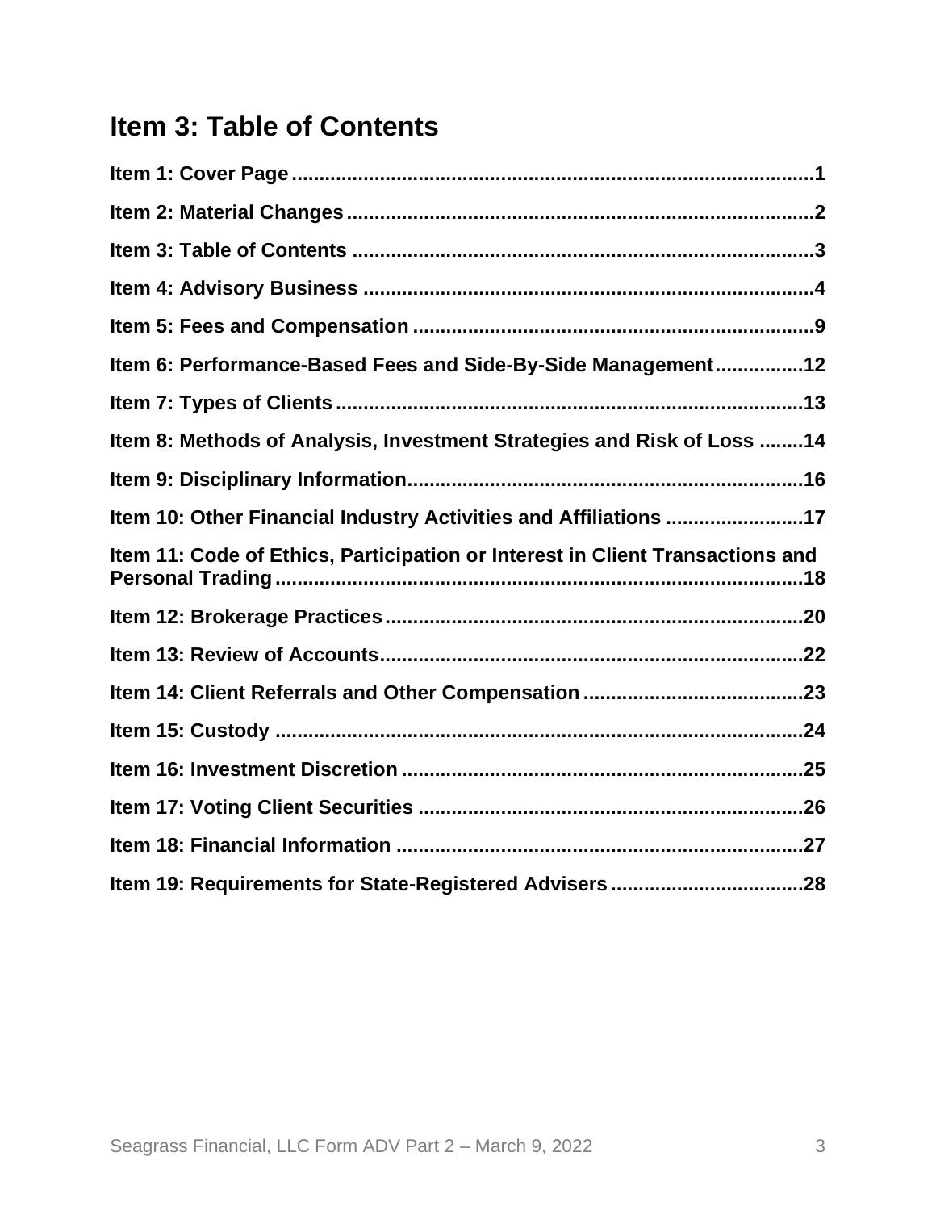# Item 3: Table of Contents

**Item 1: Cover Page** ........................................................................................ **1**

**Item 2: Material Changes** ................................................................................ **2**

**Item 3: Table of Contents** ................................................................................ **3**

**Item 4: Advisory Business** ................................................................................ **4**

**Item 5: Fees and Compensation** ...................................................................... **9**

**Item 6: Performance-Based Fees and Side-By-Side Management** ................ **12**

**Item 7: Types of Clients** .................................................................................. **13**

**Item 8: Methods of Analysis, Investment Strategies and Risk of Loss** ........ **14**

**Item 9: Disciplinary Information** ..................................................................... **16**

**Item 10: Other Financial Industry Activities and Affiliations** ......................... **17**

**Item 11: Code of Ethics, Participation or Interest in Client Transactions and Personal Trading** ............................................................................................. **18**

**Item 12: Brokerage Practices** .......................................................................... **20**

**Item 13: Review of Accounts** ........................................................................... **22**

**Item 14: Client Referrals and Other Compensation** ....................................... **23**

**Item 15: Custody** .............................................................................................. **24**

**Item 16: Investment Discretion** ....................................................................... **25**

**Item 17: Voting Client Securities** .................................................................... **26**

**Item 18: Financial Information** ........................................................................ **27**

**Item 19: Requirements for State-Registered Advisers** .................................. **28**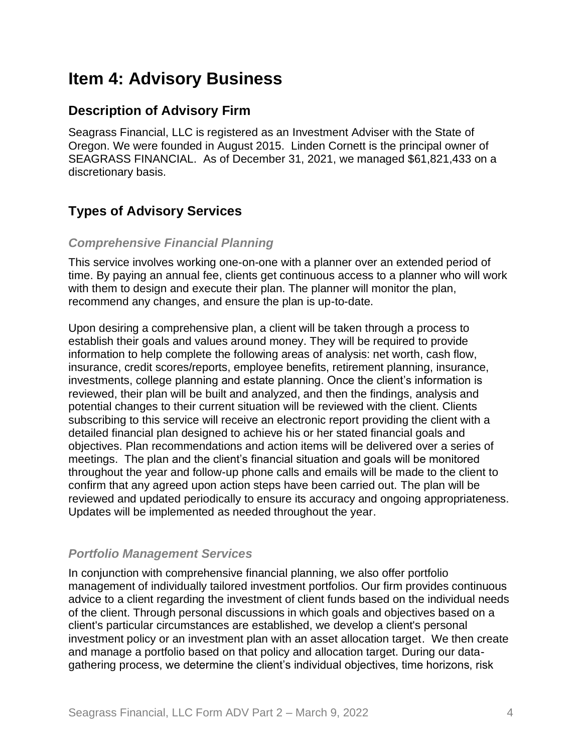# Item 4: Advisory Business

## Description of Advisory Firm

Seagrass Financial, LLC is registered as an Investment Adviser with the State of Oregon. We were founded in August 2015. Linden Cornett is the principal owner of SEAGRASS FINANCIAL. As of December 31, 2021, we managed $61,821,433 on a discretionary basis.

## Types of Advisory Services

### *Comprehensive Financial Planning*

This service involves working one-on-one with a planner over an extended period of time. By paying an annual fee, clients get continuous access to a planner who will work with them to design and execute their plan. The planner will monitor the plan, recommend any changes, and ensure the plan is up-to-date.

Upon desiring a comprehensive plan, a client will be taken through a process to establish their goals and values around money. They will be required to provide information to help complete the following areas of analysis: net worth, cash flow, insurance, credit scores/reports, employee benefits, retirement planning, insurance, investments, college planning and estate planning. Once the client's information is reviewed, their plan will be built and analyzed, and then the findings, analysis and potential changes to their current situation will be reviewed with the client. Clients subscribing to this service will receive an electronic report providing the client with a detailed financial plan designed to achieve his or her stated financial goals and objectives. Plan recommendations and action items will be delivered over a series of meetings. The plan and the client's financial situation and goals will be monitored throughout the year and follow-up phone calls and emails will be made to the client to confirm that any agreed upon action steps have been carried out. The plan will be reviewed and updated periodically to ensure its accuracy and ongoing appropriateness. Updates will be implemented as needed throughout the year.

### *Portfolio Management Services*

In conjunction with comprehensive financial planning, we also offer portfolio management of individually tailored investment portfolios. Our firm provides continuous advice to a client regarding the investment of client funds based on the individual needs of the client. Through personal discussions in which goals and objectives based on a client's particular circumstances are established, we develop a client's personal investment policy or an investment plan with an asset allocation target. We then create and manage a portfolio based on that policy and allocation target. During our data-gathering process, we determine the client's individual objectives, time horizons, risk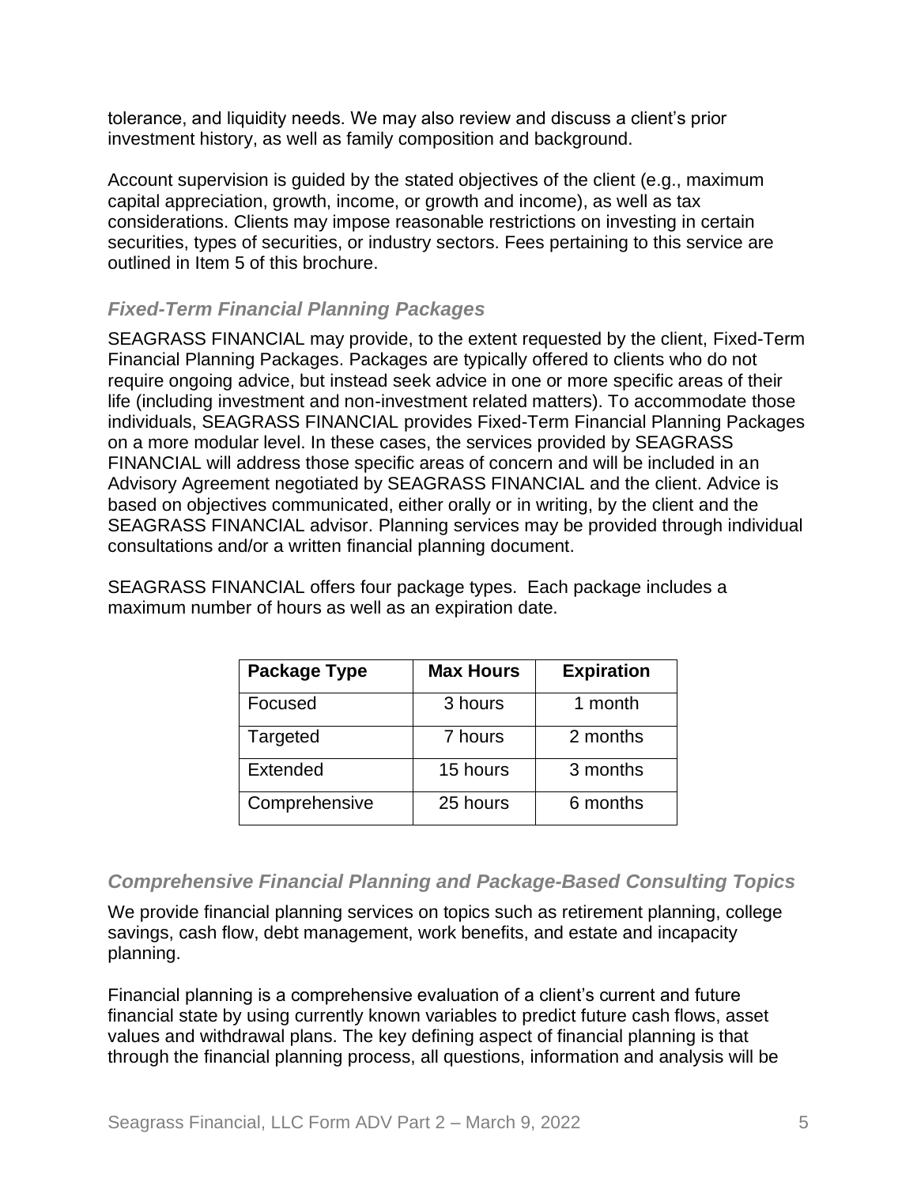tolerance, and liquidity needs. We may also review and discuss a client's prior investment history, as well as family composition and background.

Account supervision is guided by the stated objectives of the client (e.g., maximum capital appreciation, growth, income, or growth and income), as well as tax considerations. Clients may impose reasonable restrictions on investing in certain securities, types of securities, or industry sectors. Fees pertaining to this service are outlined in Item 5 of this brochure.

### *Fixed-Term Financial Planning Packages*

SEAGRASS FINANCIAL may provide, to the extent requested by the client, Fixed-Term Financial Planning Packages. Packages are typically offered to clients who do not require ongoing advice, but instead seek advice in one or more specific areas of their life (including investment and non-investment related matters). To accommodate those individuals, SEAGRASS FINANCIAL provides Fixed-Term Financial Planning Packages on a more modular level. In these cases, the services provided by SEAGRASS FINANCIAL will address those specific areas of concern and will be included in an Advisory Agreement negotiated by SEAGRASS FINANCIAL and the client. Advice is based on objectives communicated, either orally or in writing, by the client and the SEAGRASS FINANCIAL advisor. Planning services may be provided through individual consultations and/or a written financial planning document.

SEAGRASS FINANCIAL offers four package types. Each package includes a maximum number of hours as well as an expiration date.

| Package Type | Max Hours | Expiration |
|---|---|---|
| Focused | 3 hours | 1 month |
| Targeted | 7 hours | 2 months |
| Extended | 15 hours | 3 months |
| Comprehensive | 25 hours | 6 months |

### *Comprehensive Financial Planning and Package-Based Consulting Topics*

We provide financial planning services on topics such as retirement planning, college savings, cash flow, debt management, work benefits, and estate and incapacity planning.

Financial planning is a comprehensive evaluation of a client's current and future financial state by using currently known variables to predict future cash flows, asset values and withdrawal plans. The key defining aspect of financial planning is that through the financial planning process, all questions, information and analysis will be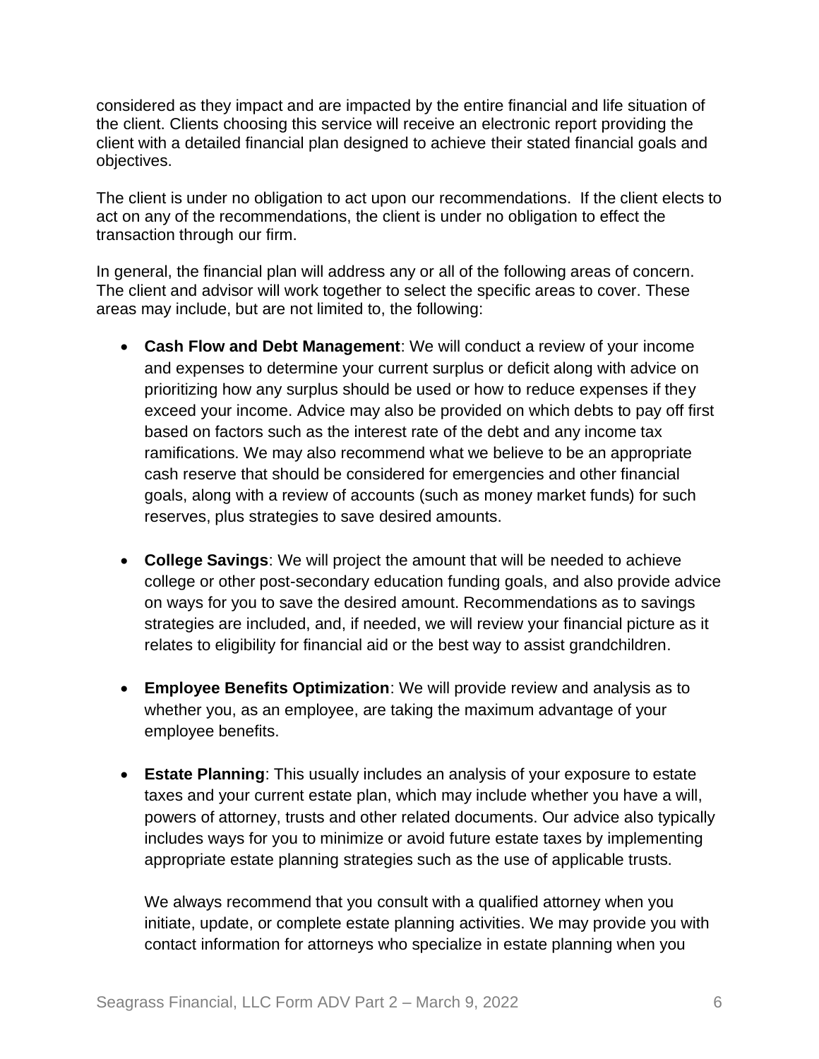considered as they impact and are impacted by the entire financial and life situation of the client. Clients choosing this service will receive an electronic report providing the client with a detailed financial plan designed to achieve their stated financial goals and objectives.

The client is under no obligation to act upon our recommendations. If the client elects to act on any of the recommendations, the client is under no obligation to effect the transaction through our firm.

In general, the financial plan will address any or all of the following areas of concern. The client and advisor will work together to select the specific areas to cover. These areas may include, but are not limited to, the following:

- **Cash Flow and Debt Management**: We will conduct a review of your income and expenses to determine your current surplus or deficit along with advice on prioritizing how any surplus should be used or how to reduce expenses if they exceed your income. Advice may also be provided on which debts to pay off first based on factors such as the interest rate of the debt and any income tax ramifications. We may also recommend what we believe to be an appropriate cash reserve that should be considered for emergencies and other financial goals, along with a review of accounts (such as money market funds) for such reserves, plus strategies to save desired amounts.

- **College Savings**: We will project the amount that will be needed to achieve college or other post-secondary education funding goals, and also provide advice on ways for you to save the desired amount. Recommendations as to savings strategies are included, and, if needed, we will review your financial picture as it relates to eligibility for financial aid or the best way to assist grandchildren.

- **Employee Benefits Optimization**: We will provide review and analysis as to whether you, as an employee, are taking the maximum advantage of your employee benefits.

- **Estate Planning**: This usually includes an analysis of your exposure to estate taxes and your current estate plan, which may include whether you have a will, powers of attorney, trusts and other related documents. Our advice also typically includes ways for you to minimize or avoid future estate taxes by implementing appropriate estate planning strategies such as the use of applicable trusts.

  We always recommend that you consult with a qualified attorney when you initiate, update, or complete estate planning activities. We may provide you with contact information for attorneys who specialize in estate planning when you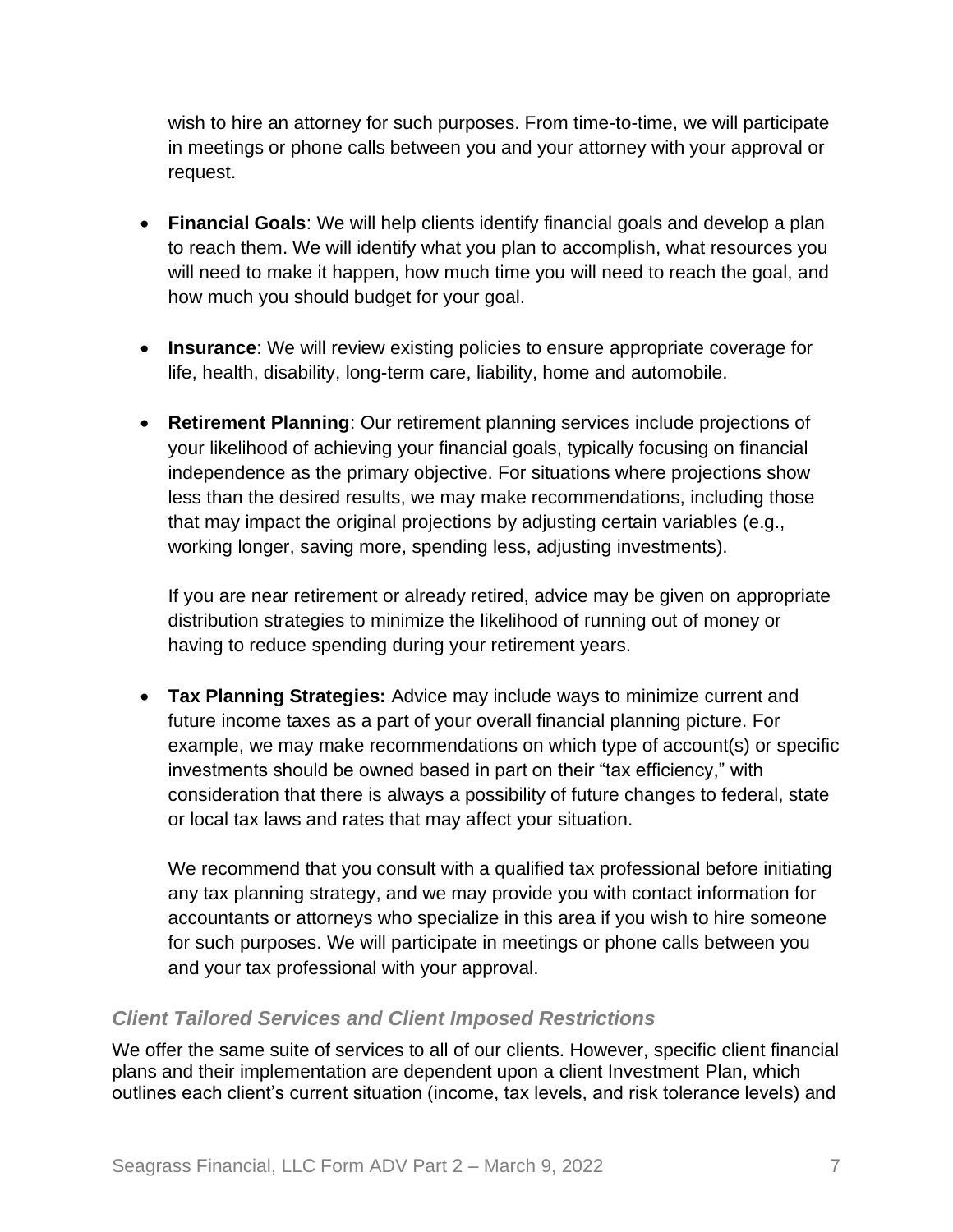wish to hire an attorney for such purposes. From time-to-time, we will participate in meetings or phone calls between you and your attorney with your approval or request.

- **Financial Goals**: We will help clients identify financial goals and develop a plan to reach them. We will identify what you plan to accomplish, what resources you will need to make it happen, how much time you will need to reach the goal, and how much you should budget for your goal.

- **Insurance**: We will review existing policies to ensure appropriate coverage for life, health, disability, long-term care, liability, home and automobile.

- **Retirement Planning**: Our retirement planning services include projections of your likelihood of achieving your financial goals, typically focusing on financial independence as the primary objective. For situations where projections show less than the desired results, we may make recommendations, including those that may impact the original projections by adjusting certain variables (e.g., working longer, saving more, spending less, adjusting investments).

  If you are near retirement or already retired, advice may be given on appropriate distribution strategies to minimize the likelihood of running out of money or having to reduce spending during your retirement years.

- **Tax Planning Strategies:** Advice may include ways to minimize current and future income taxes as a part of your overall financial planning picture. For example, we may make recommendations on which type of account(s) or specific investments should be owned based in part on their "tax efficiency," with consideration that there is always a possibility of future changes to federal, state or local tax laws and rates that may affect your situation.

  We recommend that you consult with a qualified tax professional before initiating any tax planning strategy, and we may provide you with contact information for accountants or attorneys who specialize in this area if you wish to hire someone for such purposes. We will participate in meetings or phone calls between you and your tax professional with your approval.

### *Client Tailored Services and Client Imposed Restrictions*

We offer the same suite of services to all of our clients. However, specific client financial plans and their implementation are dependent upon a client Investment Plan, which outlines each client's current situation (income, tax levels, and risk tolerance levels) and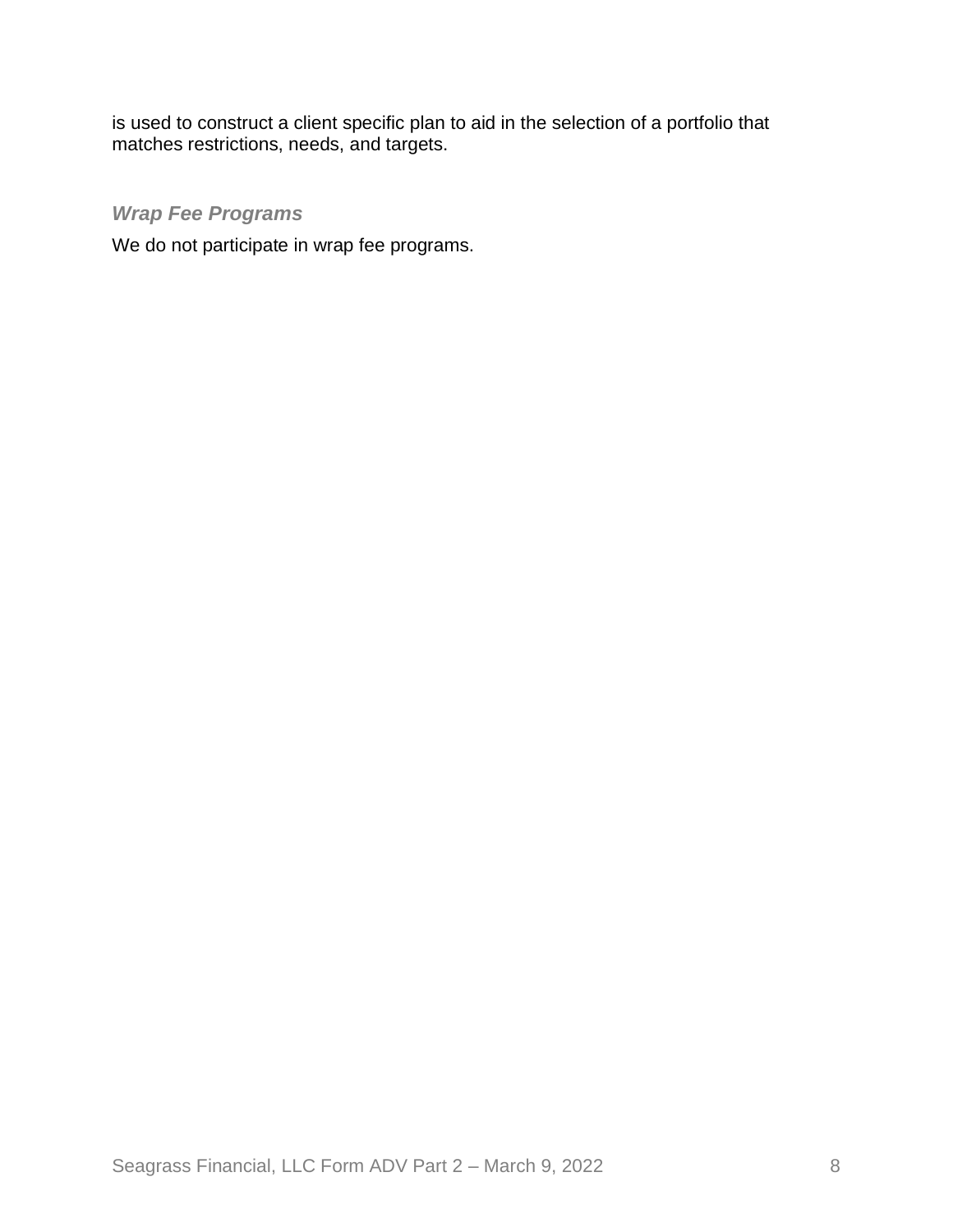is used to construct a client specific plan to aid in the selection of a portfolio that matches restrictions, needs, and targets.

### *Wrap Fee Programs*

We do not participate in wrap fee programs.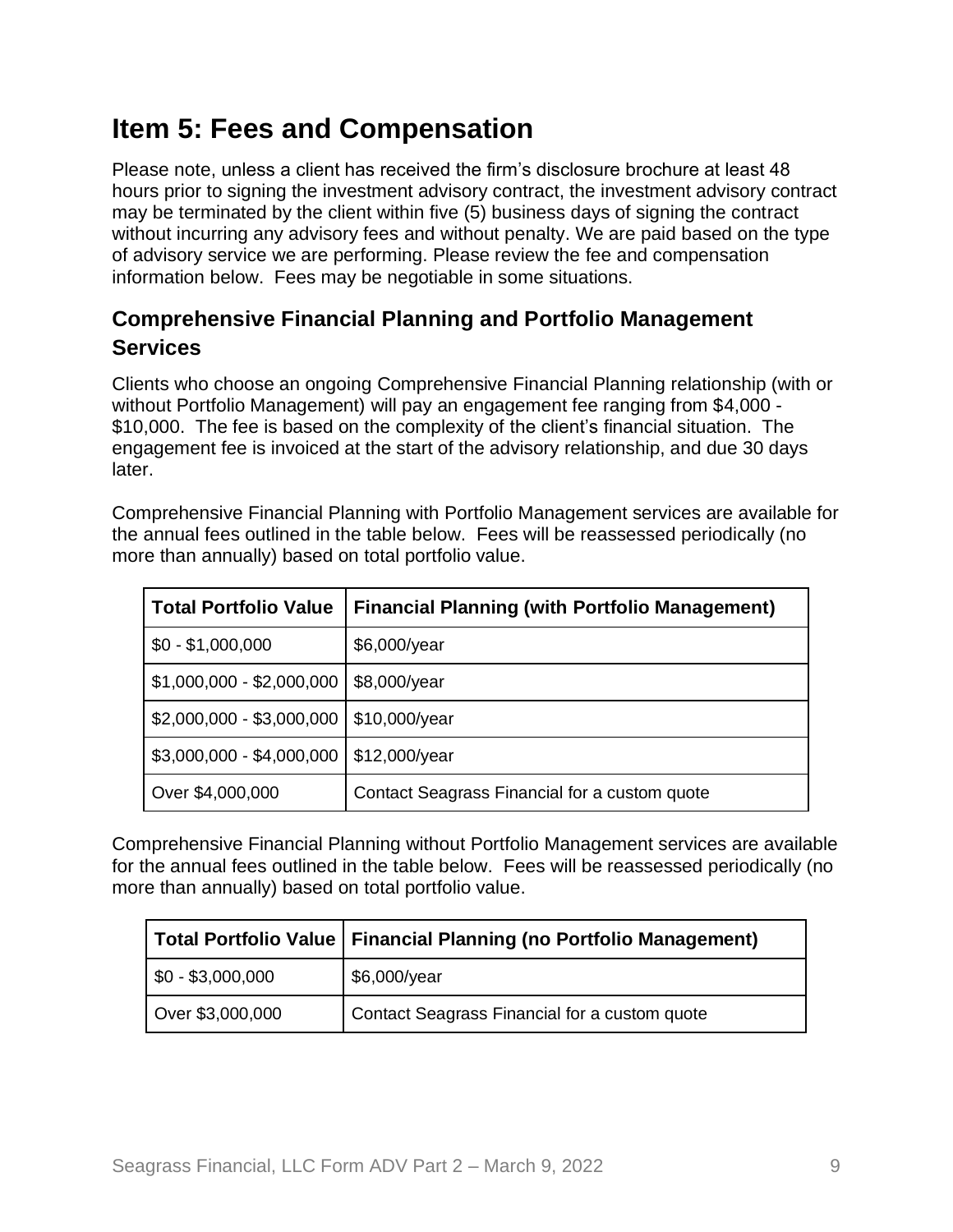# Item 5: Fees and Compensation

Please note, unless a client has received the firm's disclosure brochure at least 48 hours prior to signing the investment advisory contract, the investment advisory contract may be terminated by the client within five (5) business days of signing the contract without incurring any advisory fees and without penalty. We are paid based on the type of advisory service we are performing. Please review the fee and compensation information below. Fees may be negotiable in some situations.

## Comprehensive Financial Planning and Portfolio Management Services

Clients who choose an ongoing Comprehensive Financial Planning relationship (with or without Portfolio Management) will pay an engagement fee ranging from $4,000 - $10,000. The fee is based on the complexity of the client's financial situation. The engagement fee is invoiced at the start of the advisory relationship, and due 30 days later.

Comprehensive Financial Planning with Portfolio Management services are available for the annual fees outlined in the table below. Fees will be reassessed periodically (no more than annually) based on total portfolio value.

| Total Portfolio Value | Financial Planning (with Portfolio Management) |
|---|---|
| $0 - $1,000,000 | $6,000/year |
| $1,000,000 - $2,000,000 | $8,000/year |
| $2,000,000 - $3,000,000 | $10,000/year |
| $3,000,000 - $4,000,000 | $12,000/year |
| Over $4,000,000 | Contact Seagrass Financial for a custom quote |

Comprehensive Financial Planning without Portfolio Management services are available for the annual fees outlined in the table below. Fees will be reassessed periodically (no more than annually) based on total portfolio value.

| Total Portfolio Value | Financial Planning (no Portfolio Management) |
|---|---|
| $0 - $3,000,000 | $6,000/year |
| Over $3,000,000 | Contact Seagrass Financial for a custom quote |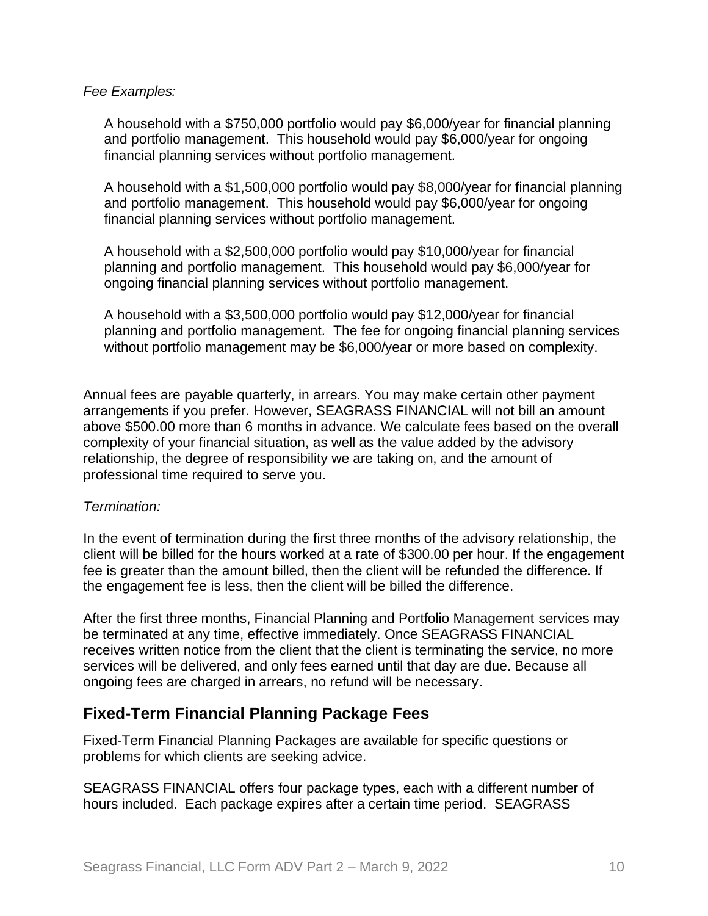*Fee Examples:*

A household with a $750,000 portfolio would pay $6,000/year for financial planning and portfolio management. This household would pay $6,000/year for ongoing financial planning services without portfolio management.

A household with a $1,500,000 portfolio would pay $8,000/year for financial planning and portfolio management. This household would pay $6,000/year for ongoing financial planning services without portfolio management.

A household with a $2,500,000 portfolio would pay $10,000/year for financial planning and portfolio management. This household would pay $6,000/year for ongoing financial planning services without portfolio management.

A household with a $3,500,000 portfolio would pay $12,000/year for financial planning and portfolio management. The fee for ongoing financial planning services without portfolio management may be $6,000/year or more based on complexity.

Annual fees are payable quarterly, in arrears. You may make certain other payment arrangements if you prefer. However, SEAGRASS FINANCIAL will not bill an amount above $500.00 more than 6 months in advance. We calculate fees based on the overall complexity of your financial situation, as well as the value added by the advisory relationship, the degree of responsibility we are taking on, and the amount of professional time required to serve you.

*Termination:*

In the event of termination during the first three months of the advisory relationship, the client will be billed for the hours worked at a rate of $300.00 per hour. If the engagement fee is greater than the amount billed, then the client will be refunded the difference. If the engagement fee is less, then the client will be billed the difference.

After the first three months, Financial Planning and Portfolio Management services may be terminated at any time, effective immediately. Once SEAGRASS FINANCIAL receives written notice from the client that the client is terminating the service, no more services will be delivered, and only fees earned until that day are due. Because all ongoing fees are charged in arrears, no refund will be necessary.

## Fixed-Term Financial Planning Package Fees

Fixed-Term Financial Planning Packages are available for specific questions or problems for which clients are seeking advice.

SEAGRASS FINANCIAL offers four package types, each with a different number of hours included. Each package expires after a certain time period. SEAGRASS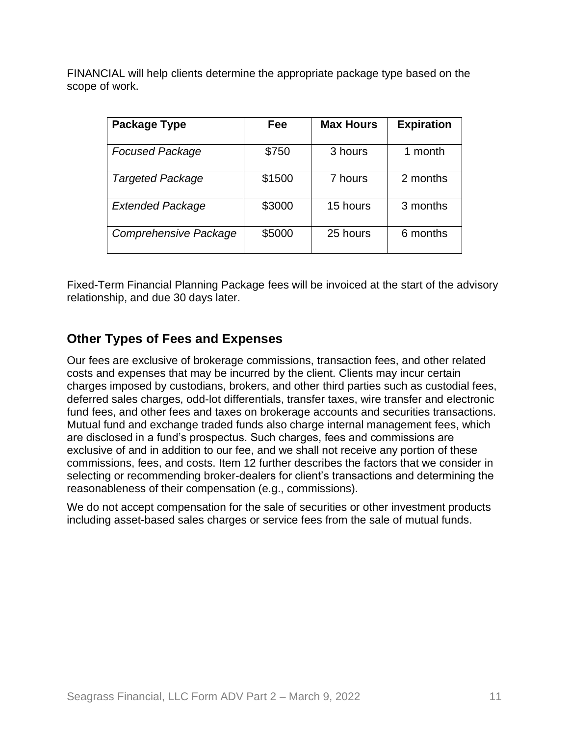FINANCIAL will help clients determine the appropriate package type based on the scope of work.

| **Package Type** | **Fee** | **Max Hours** | **Expiration** |
|---|---|---|---|
| *Focused Package* | $750 | 3 hours | 1 month |
| *Targeted Package* | $1500 | 7 hours | 2 months |
| *Extended Package* | $3000 | 15 hours | 3 months |
| *Comprehensive Package* | $5000 | 25 hours | 6 months |

Fixed-Term Financial Planning Package fees will be invoiced at the start of the advisory relationship, and due 30 days later.

## Other Types of Fees and Expenses

Our fees are exclusive of brokerage commissions, transaction fees, and other related costs and expenses that may be incurred by the client. Clients may incur certain charges imposed by custodians, brokers, and other third parties such as custodial fees, deferred sales charges, odd-lot differentials, transfer taxes, wire transfer and electronic fund fees, and other fees and taxes on brokerage accounts and securities transactions. Mutual fund and exchange traded funds also charge internal management fees, which are disclosed in a fund's prospectus. Such charges, fees and commissions are exclusive of and in addition to our fee, and we shall not receive any portion of these commissions, fees, and costs. Item 12 further describes the factors that we consider in selecting or recommending broker-dealers for client's transactions and determining the reasonableness of their compensation (e.g., commissions).

We do not accept compensation for the sale of securities or other investment products including asset-based sales charges or service fees from the sale of mutual funds.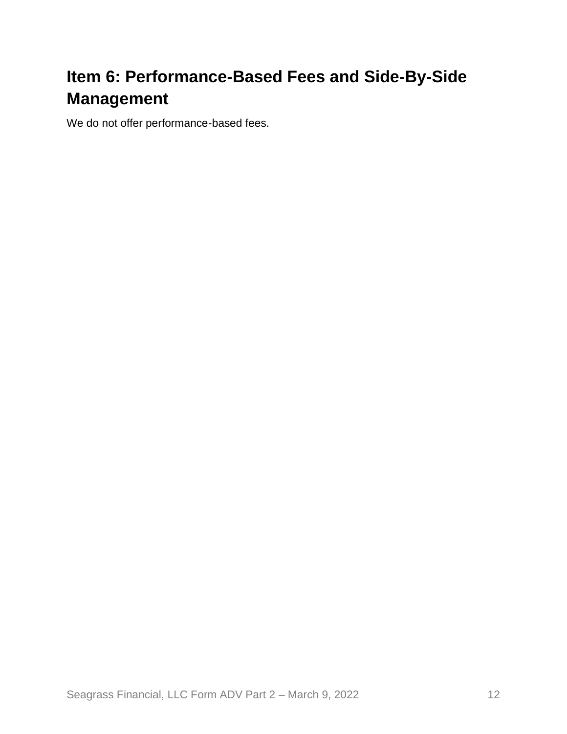## Item 6: Performance-Based Fees and Side-By-Side Management

We do not offer performance-based fees.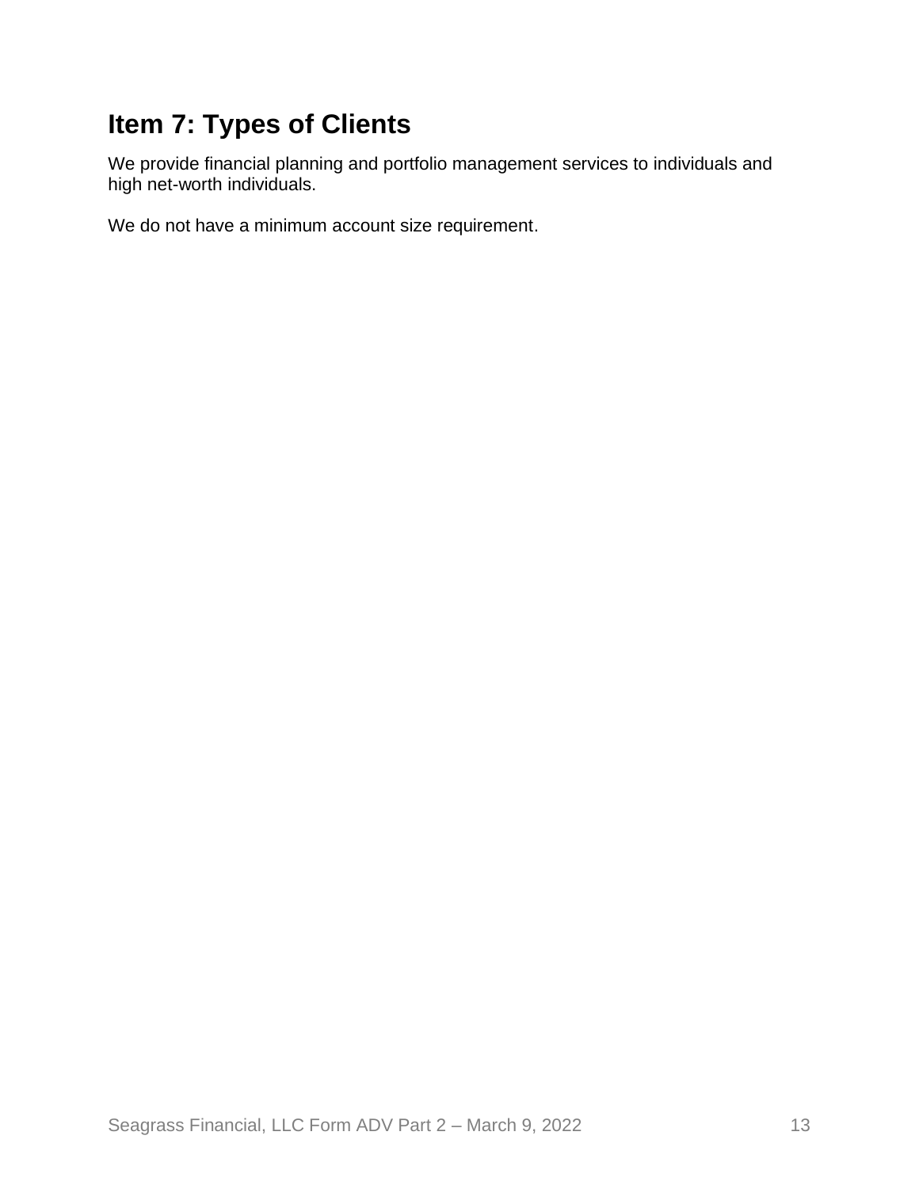# Item 7: Types of Clients

We provide financial planning and portfolio management services to individuals and high net-worth individuals.

We do not have a minimum account size requirement.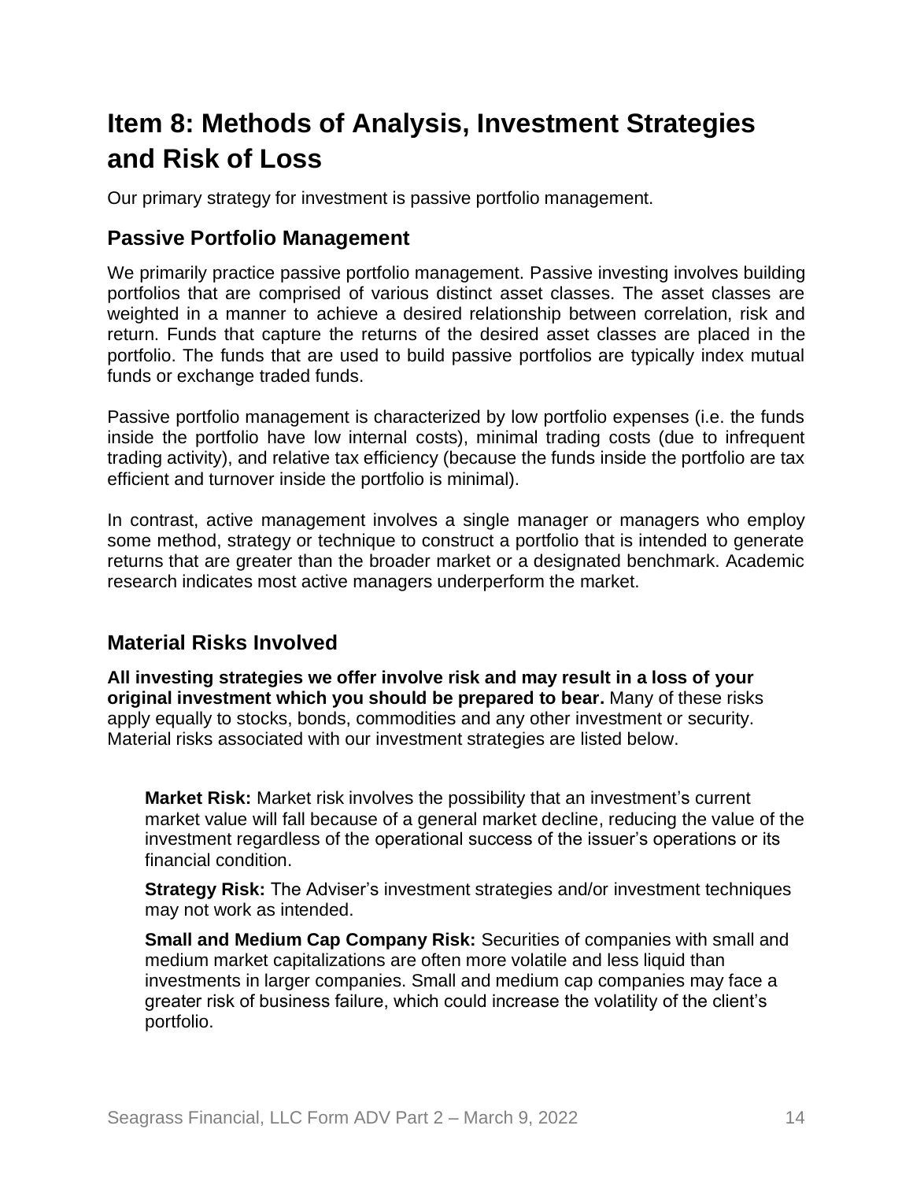# Item 8: Methods of Analysis, Investment Strategies and Risk of Loss

Our primary strategy for investment is passive portfolio management.

## Passive Portfolio Management

We primarily practice passive portfolio management. Passive investing involves building portfolios that are comprised of various distinct asset classes. The asset classes are weighted in a manner to achieve a desired relationship between correlation, risk and return. Funds that capture the returns of the desired asset classes are placed in the portfolio. The funds that are used to build passive portfolios are typically index mutual funds or exchange traded funds.

Passive portfolio management is characterized by low portfolio expenses (i.e. the funds inside the portfolio have low internal costs), minimal trading costs (due to infrequent trading activity), and relative tax efficiency (because the funds inside the portfolio are tax efficient and turnover inside the portfolio is minimal).

In contrast, active management involves a single manager or managers who employ some method, strategy or technique to construct a portfolio that is intended to generate returns that are greater than the broader market or a designated benchmark. Academic research indicates most active managers underperform the market.

## Material Risks Involved

**All investing strategies we offer involve risk and may result in a loss of your original investment which you should be prepared to bear.** Many of these risks apply equally to stocks, bonds, commodities and any other investment or security. Material risks associated with our investment strategies are listed below.

**Market Risk:** Market risk involves the possibility that an investment's current market value will fall because of a general market decline, reducing the value of the investment regardless of the operational success of the issuer's operations or its financial condition.

**Strategy Risk:** The Adviser's investment strategies and/or investment techniques may not work as intended.

**Small and Medium Cap Company Risk:** Securities of companies with small and medium market capitalizations are often more volatile and less liquid than investments in larger companies. Small and medium cap companies may face a greater risk of business failure, which could increase the volatility of the client's portfolio.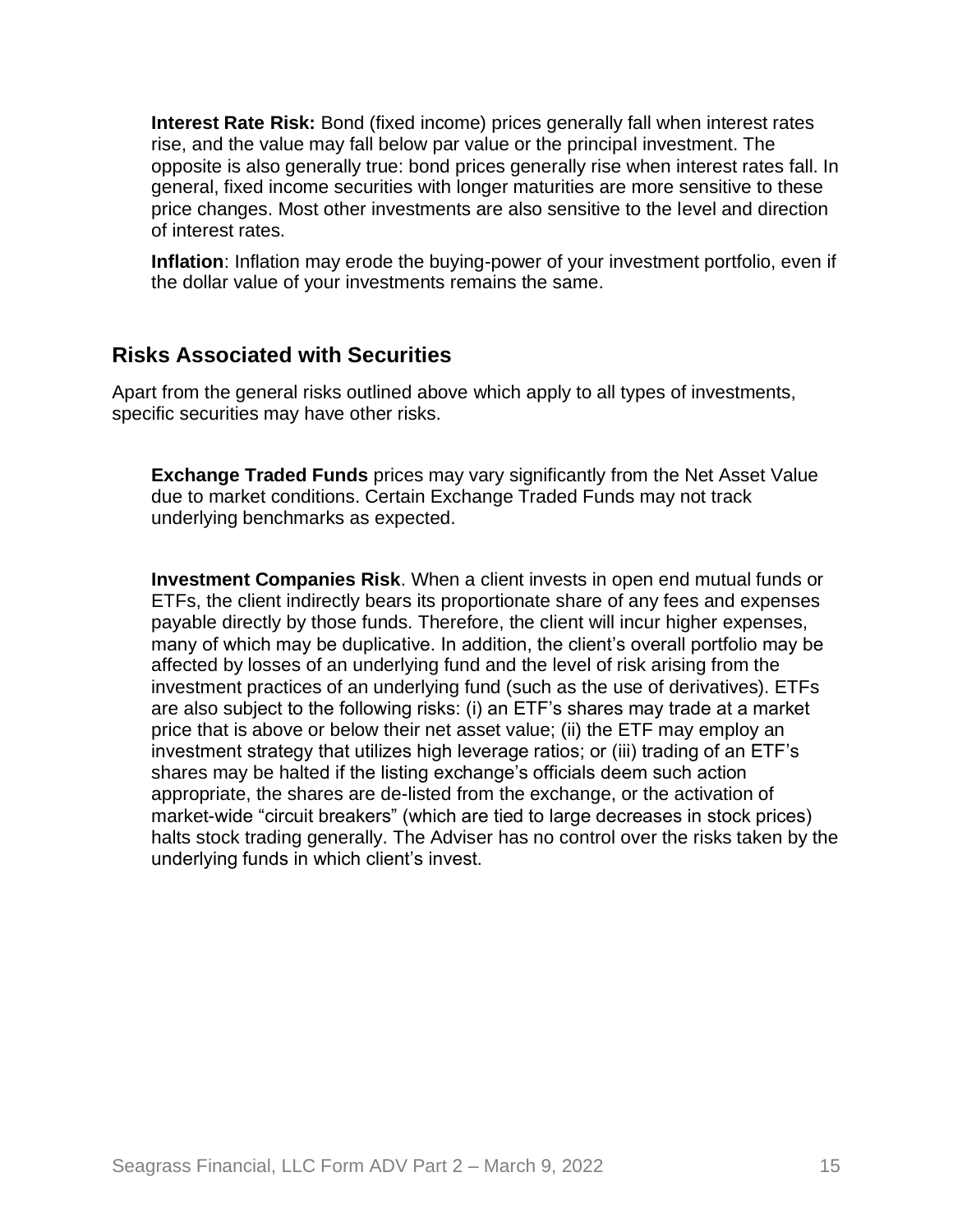**Interest Rate Risk:** Bond (fixed income) prices generally fall when interest rates rise, and the value may fall below par value or the principal investment. The opposite is also generally true: bond prices generally rise when interest rates fall. In general, fixed income securities with longer maturities are more sensitive to these price changes. Most other investments are also sensitive to the level and direction of interest rates.

**Inflation**: Inflation may erode the buying-power of your investment portfolio, even if the dollar value of your investments remains the same.

## Risks Associated with Securities

Apart from the general risks outlined above which apply to all types of investments, specific securities may have other risks.

**Exchange Traded Funds** prices may vary significantly from the Net Asset Value due to market conditions. Certain Exchange Traded Funds may not track underlying benchmarks as expected.

**Investment Companies Risk**. When a client invests in open end mutual funds or ETFs, the client indirectly bears its proportionate share of any fees and expenses payable directly by those funds. Therefore, the client will incur higher expenses, many of which may be duplicative. In addition, the client's overall portfolio may be affected by losses of an underlying fund and the level of risk arising from the investment practices of an underlying fund (such as the use of derivatives). ETFs are also subject to the following risks: (i) an ETF's shares may trade at a market price that is above or below their net asset value; (ii) the ETF may employ an investment strategy that utilizes high leverage ratios; or (iii) trading of an ETF's shares may be halted if the listing exchange's officials deem such action appropriate, the shares are de-listed from the exchange, or the activation of market-wide "circuit breakers" (which are tied to large decreases in stock prices) halts stock trading generally. The Adviser has no control over the risks taken by the underlying funds in which client's invest.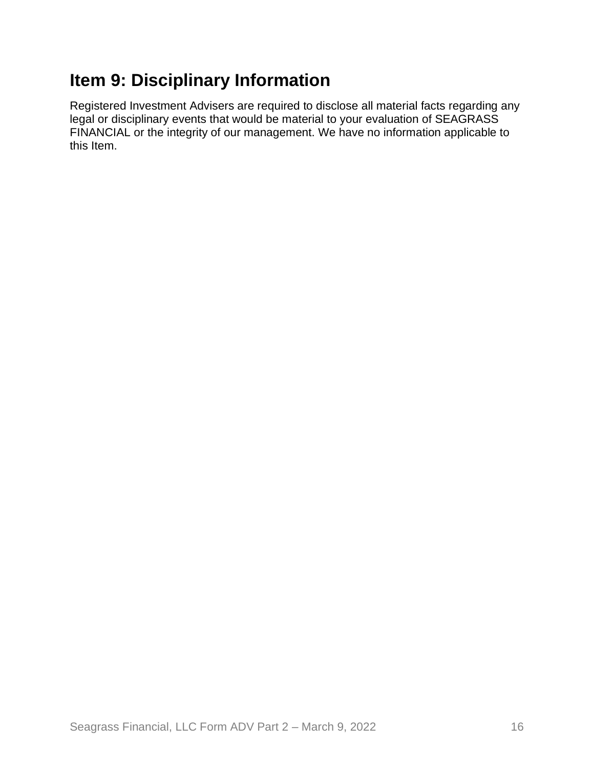## Item 9: Disciplinary Information

Registered Investment Advisers are required to disclose all material facts regarding any legal or disciplinary events that would be material to your evaluation of SEAGRASS FINANCIAL or the integrity of our management. We have no information applicable to this Item.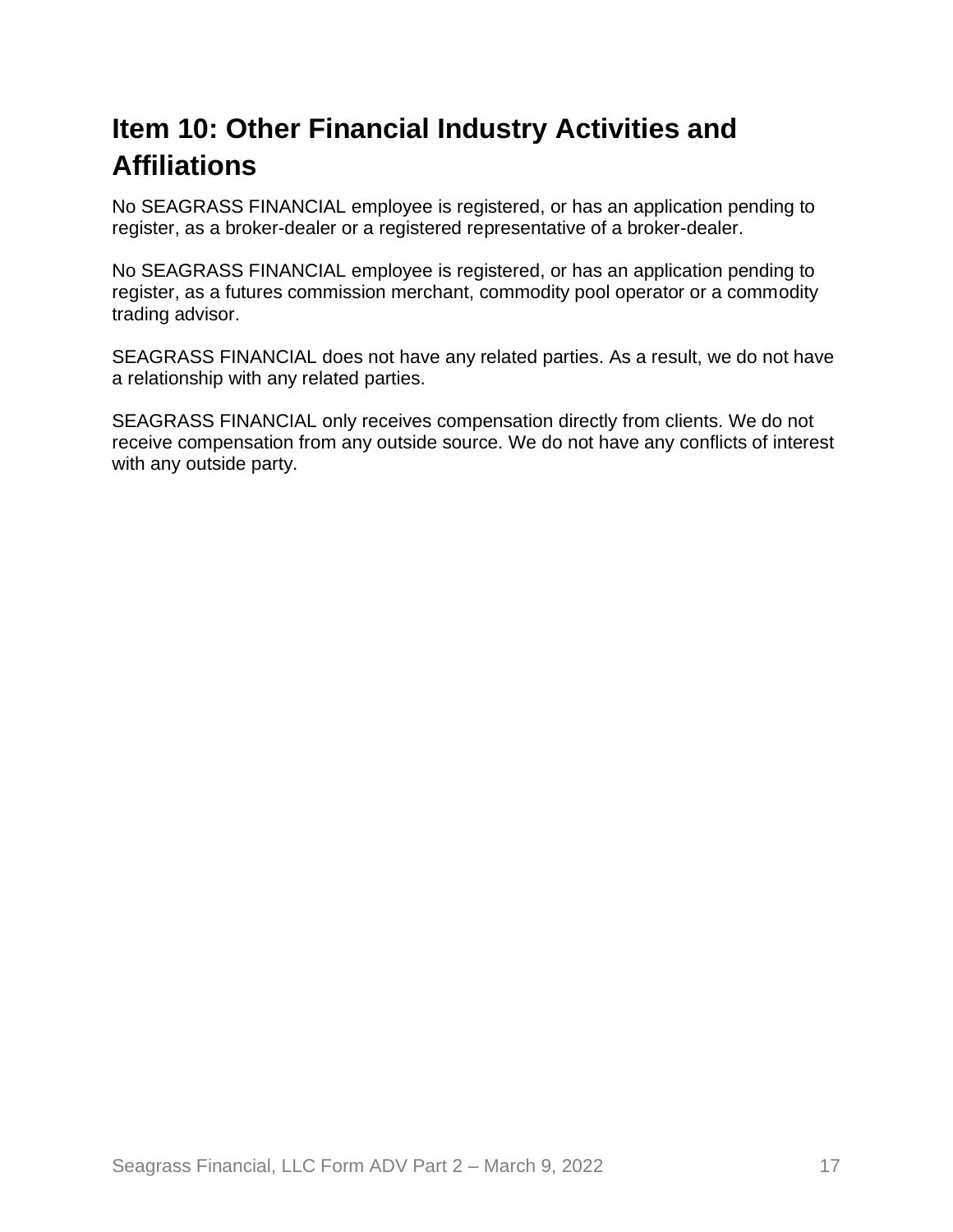# Item 10: Other Financial Industry Activities and Affiliations

No SEAGRASS FINANCIAL employee is registered, or has an application pending to register, as a broker-dealer or a registered representative of a broker-dealer.

No SEAGRASS FINANCIAL employee is registered, or has an application pending to register, as a futures commission merchant, commodity pool operator or a commodity trading advisor.

SEAGRASS FINANCIAL does not have any related parties. As a result, we do not have a relationship with any related parties.

SEAGRASS FINANCIAL only receives compensation directly from clients. We do not receive compensation from any outside source. We do not have any conflicts of interest with any outside party.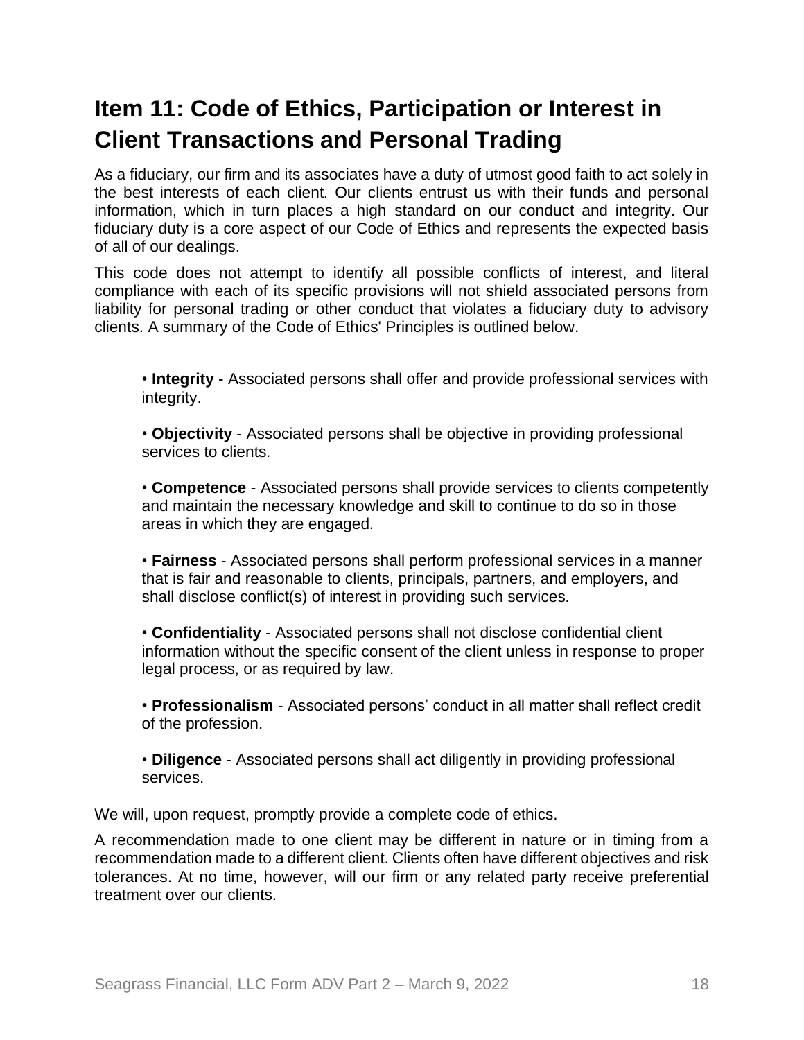# Item 11: Code of Ethics, Participation or Interest in Client Transactions and Personal Trading

As a fiduciary, our firm and its associates have a duty of utmost good faith to act solely in the best interests of each client. Our clients entrust us with their funds and personal information, which in turn places a high standard on our conduct and integrity. Our fiduciary duty is a core aspect of our Code of Ethics and represents the expected basis of all of our dealings.

This code does not attempt to identify all possible conflicts of interest, and literal compliance with each of its specific provisions will not shield associated persons from liability for personal trading or other conduct that violates a fiduciary duty to advisory clients. A summary of the Code of Ethics' Principles is outlined below.

- **Integrity** - Associated persons shall offer and provide professional services with integrity.

- **Objectivity** - Associated persons shall be objective in providing professional services to clients.

- **Competence** - Associated persons shall provide services to clients competently and maintain the necessary knowledge and skill to continue to do so in those areas in which they are engaged.

- **Fairness** - Associated persons shall perform professional services in a manner that is fair and reasonable to clients, principals, partners, and employers, and shall disclose conflict(s) of interest in providing such services.

- **Confidentiality** - Associated persons shall not disclose confidential client information without the specific consent of the client unless in response to proper legal process, or as required by law.

- **Professionalism** - Associated persons' conduct in all matter shall reflect credit of the profession.

- **Diligence** - Associated persons shall act diligently in providing professional services.

We will, upon request, promptly provide a complete code of ethics.

A recommendation made to one client may be different in nature or in timing from a recommendation made to a different client. Clients often have different objectives and risk tolerances. At no time, however, will our firm or any related party receive preferential treatment over our clients.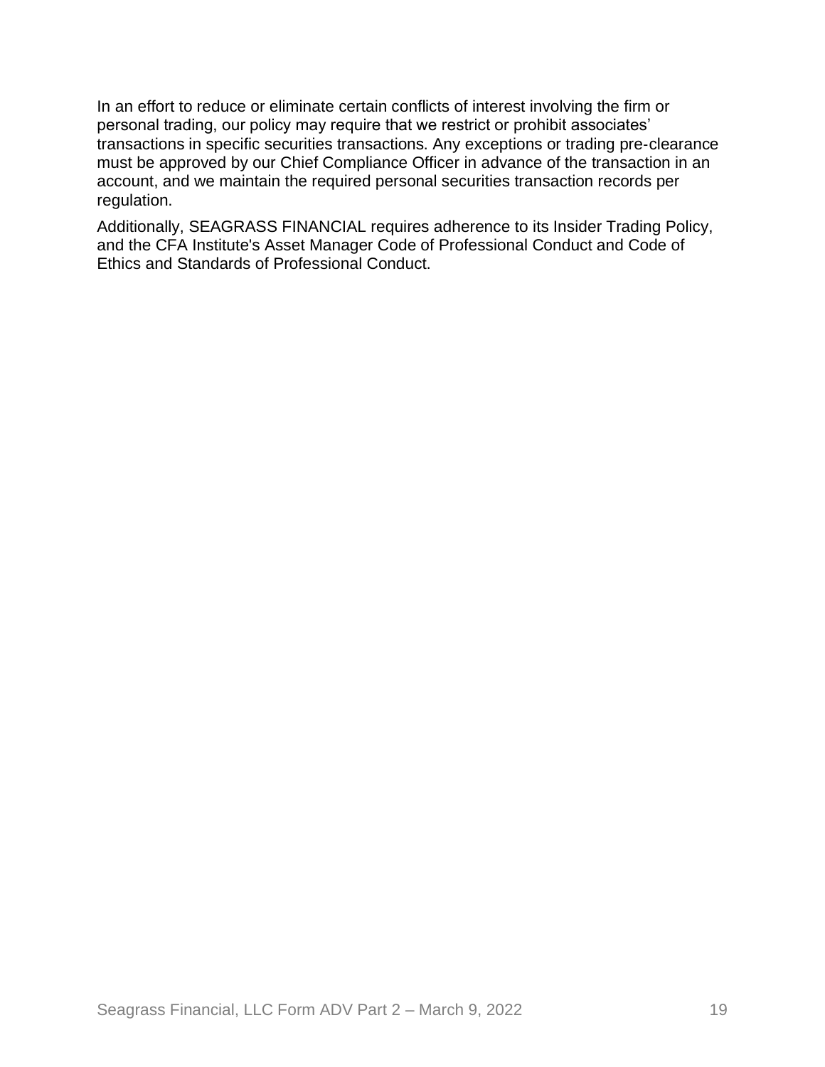In an effort to reduce or eliminate certain conflicts of interest involving the firm or personal trading, our policy may require that we restrict or prohibit associates' transactions in specific securities transactions. Any exceptions or trading pre-clearance must be approved by our Chief Compliance Officer in advance of the transaction in an account, and we maintain the required personal securities transaction records per regulation.

Additionally, SEAGRASS FINANCIAL requires adherence to its Insider Trading Policy, and the CFA Institute's Asset Manager Code of Professional Conduct and Code of Ethics and Standards of Professional Conduct.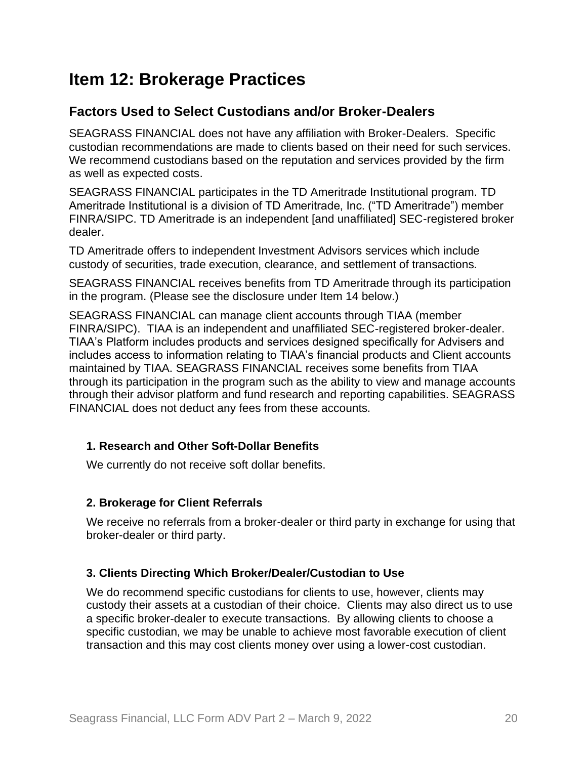# Item 12: Brokerage Practices

## Factors Used to Select Custodians and/or Broker-Dealers

SEAGRASS FINANCIAL does not have any affiliation with Broker-Dealers. Specific custodian recommendations are made to clients based on their need for such services. We recommend custodians based on the reputation and services provided by the firm as well as expected costs.

SEAGRASS FINANCIAL participates in the TD Ameritrade Institutional program. TD Ameritrade Institutional is a division of TD Ameritrade, Inc. ("TD Ameritrade") member FINRA/SIPC. TD Ameritrade is an independent [and unaffiliated] SEC-registered broker dealer.

TD Ameritrade offers to independent Investment Advisors services which include custody of securities, trade execution, clearance, and settlement of transactions.

SEAGRASS FINANCIAL receives benefits from TD Ameritrade through its participation in the program. (Please see the disclosure under Item 14 below.)

SEAGRASS FINANCIAL can manage client accounts through TIAA (member FINRA/SIPC). TIAA is an independent and unaffiliated SEC-registered broker-dealer. TIAA's Platform includes products and services designed specifically for Advisers and includes access to information relating to TIAA's financial products and Client accounts maintained by TIAA. SEAGRASS FINANCIAL receives some benefits from TIAA through its participation in the program such as the ability to view and manage accounts through their advisor platform and fund research and reporting capabilities. SEAGRASS FINANCIAL does not deduct any fees from these accounts.

### 1. Research and Other Soft-Dollar Benefits

We currently do not receive soft dollar benefits.

### 2. Brokerage for Client Referrals

We receive no referrals from a broker-dealer or third party in exchange for using that broker-dealer or third party.

### 3. Clients Directing Which Broker/Dealer/Custodian to Use

We do recommend specific custodians for clients to use, however, clients may custody their assets at a custodian of their choice. Clients may also direct us to use a specific broker-dealer to execute transactions. By allowing clients to choose a specific custodian, we may be unable to achieve most favorable execution of client transaction and this may cost clients money over using a lower-cost custodian.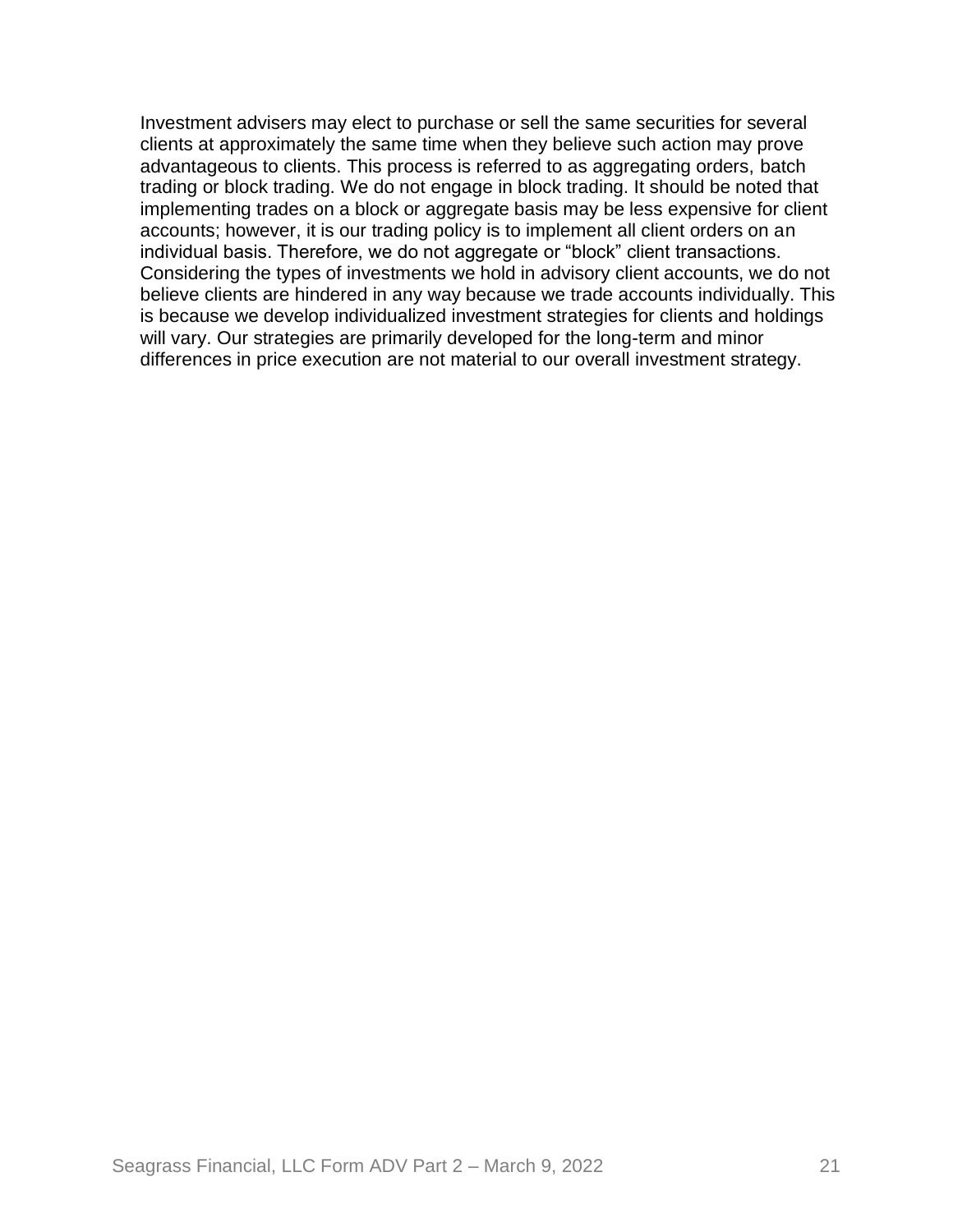Investment advisers may elect to purchase or sell the same securities for several clients at approximately the same time when they believe such action may prove advantageous to clients. This process is referred to as aggregating orders, batch trading or block trading. We do not engage in block trading. It should be noted that implementing trades on a block or aggregate basis may be less expensive for client accounts; however, it is our trading policy is to implement all client orders on an individual basis. Therefore, we do not aggregate or "block" client transactions. Considering the types of investments we hold in advisory client accounts, we do not believe clients are hindered in any way because we trade accounts individually. This is because we develop individualized investment strategies for clients and holdings will vary. Our strategies are primarily developed for the long-term and minor differences in price execution are not material to our overall investment strategy.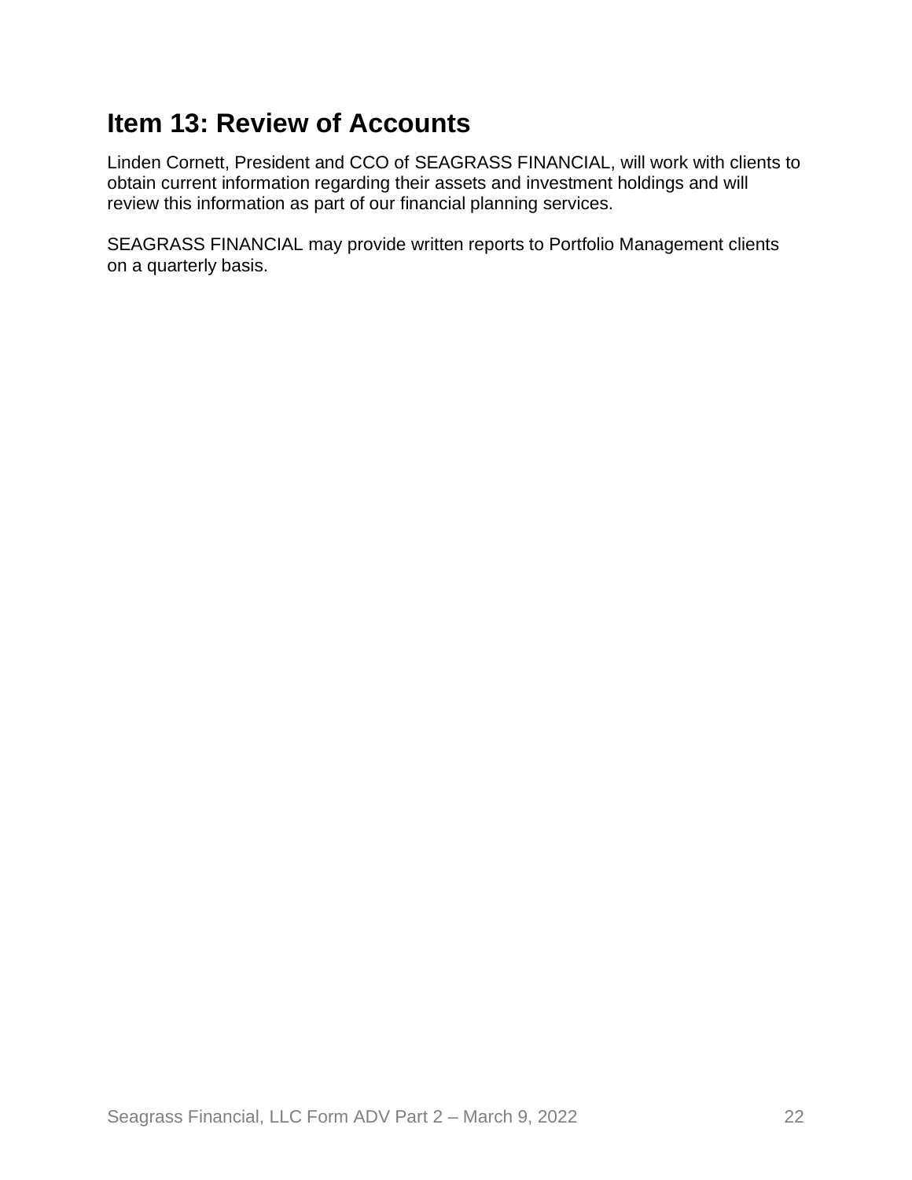# Item 13: Review of Accounts

Linden Cornett, President and CCO of SEAGRASS FINANCIAL, will work with clients to obtain current information regarding their assets and investment holdings and will review this information as part of our financial planning services.

SEAGRASS FINANCIAL may provide written reports to Portfolio Management clients on a quarterly basis.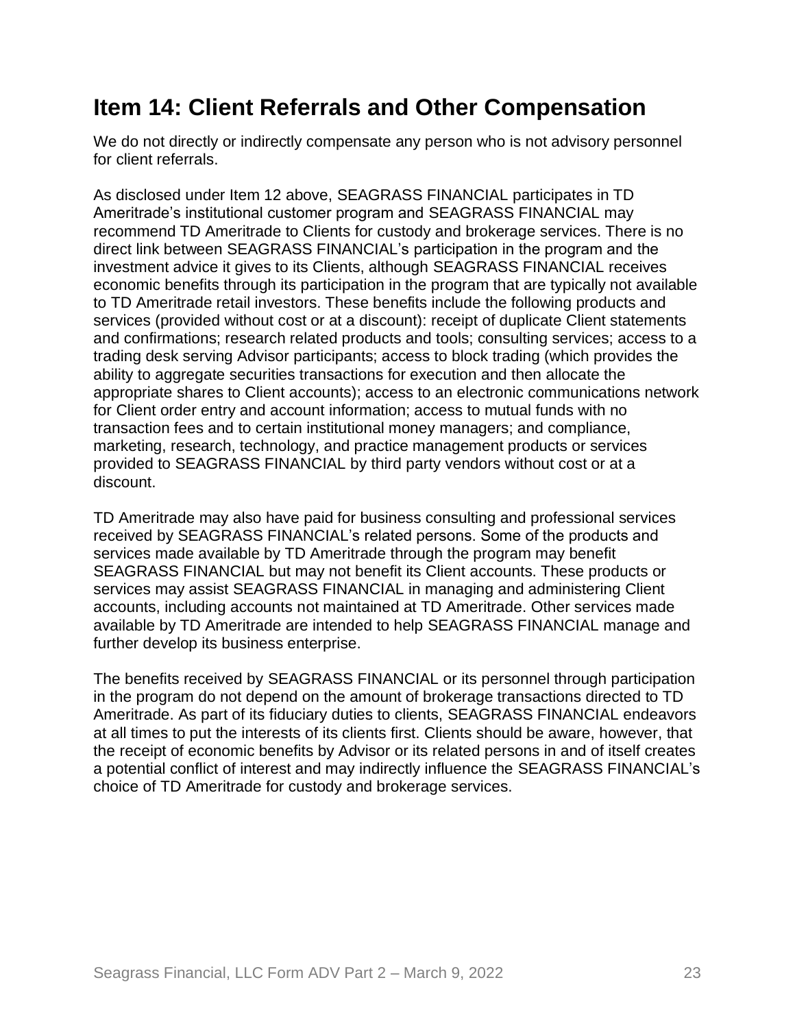## Item 14: Client Referrals and Other Compensation

We do not directly or indirectly compensate any person who is not advisory personnel for client referrals.

As disclosed under Item 12 above, SEAGRASS FINANCIAL participates in TD Ameritrade's institutional customer program and SEAGRASS FINANCIAL may recommend TD Ameritrade to Clients for custody and brokerage services. There is no direct link between SEAGRASS FINANCIAL's participation in the program and the investment advice it gives to its Clients, although SEAGRASS FINANCIAL receives economic benefits through its participation in the program that are typically not available to TD Ameritrade retail investors. These benefits include the following products and services (provided without cost or at a discount): receipt of duplicate Client statements and confirmations; research related products and tools; consulting services; access to a trading desk serving Advisor participants; access to block trading (which provides the ability to aggregate securities transactions for execution and then allocate the appropriate shares to Client accounts); access to an electronic communications network for Client order entry and account information; access to mutual funds with no transaction fees and to certain institutional money managers; and compliance, marketing, research, technology, and practice management products or services provided to SEAGRASS FINANCIAL by third party vendors without cost or at a discount.

TD Ameritrade may also have paid for business consulting and professional services received by SEAGRASS FINANCIAL's related persons. Some of the products and services made available by TD Ameritrade through the program may benefit SEAGRASS FINANCIAL but may not benefit its Client accounts. These products or services may assist SEAGRASS FINANCIAL in managing and administering Client accounts, including accounts not maintained at TD Ameritrade. Other services made available by TD Ameritrade are intended to help SEAGRASS FINANCIAL manage and further develop its business enterprise.

The benefits received by SEAGRASS FINANCIAL or its personnel through participation in the program do not depend on the amount of brokerage transactions directed to TD Ameritrade. As part of its fiduciary duties to clients, SEAGRASS FINANCIAL endeavors at all times to put the interests of its clients first. Clients should be aware, however, that the receipt of economic benefits by Advisor or its related persons in and of itself creates a potential conflict of interest and may indirectly influence the SEAGRASS FINANCIAL's choice of TD Ameritrade for custody and brokerage services.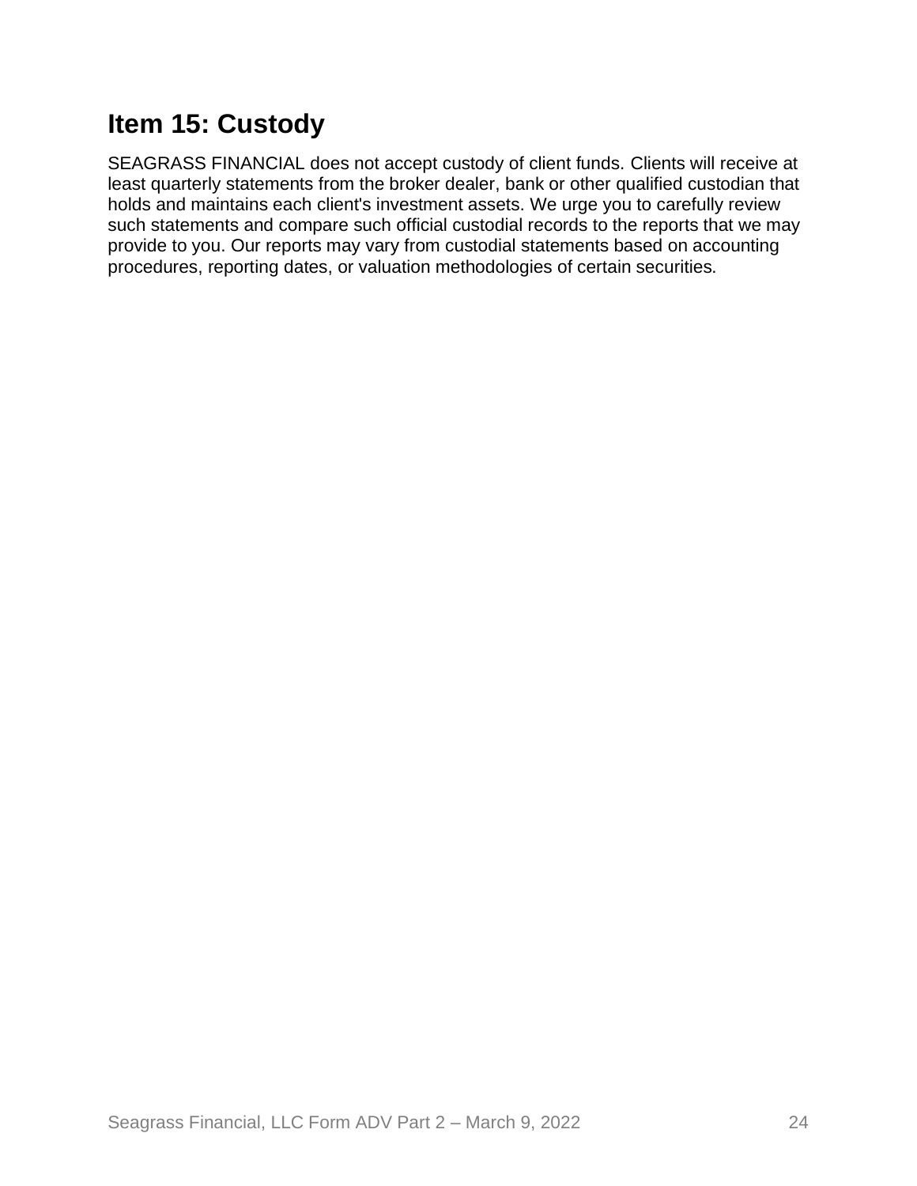## Item 15: Custody

SEAGRASS FINANCIAL does not accept custody of client funds. Clients will receive at least quarterly statements from the broker dealer, bank or other qualified custodian that holds and maintains each client's investment assets. We urge you to carefully review such statements and compare such official custodial records to the reports that we may provide to you. Our reports may vary from custodial statements based on accounting procedures, reporting dates, or valuation methodologies of certain securities.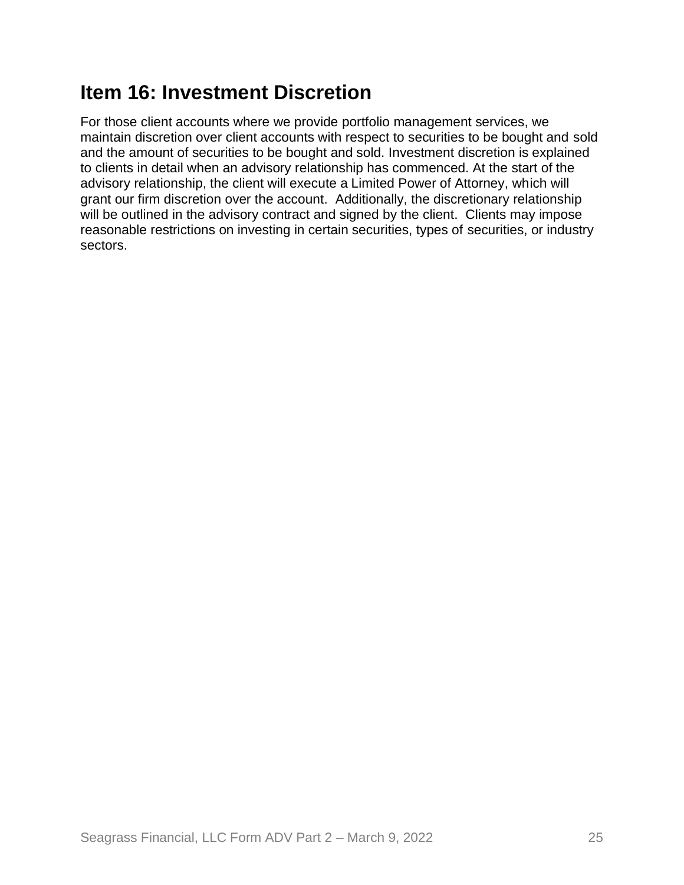## Item 16: Investment Discretion

For those client accounts where we provide portfolio management services, we maintain discretion over client accounts with respect to securities to be bought and sold and the amount of securities to be bought and sold. Investment discretion is explained to clients in detail when an advisory relationship has commenced. At the start of the advisory relationship, the client will execute a Limited Power of Attorney, which will grant our firm discretion over the account. Additionally, the discretionary relationship will be outlined in the advisory contract and signed by the client. Clients may impose reasonable restrictions on investing in certain securities, types of securities, or industry sectors.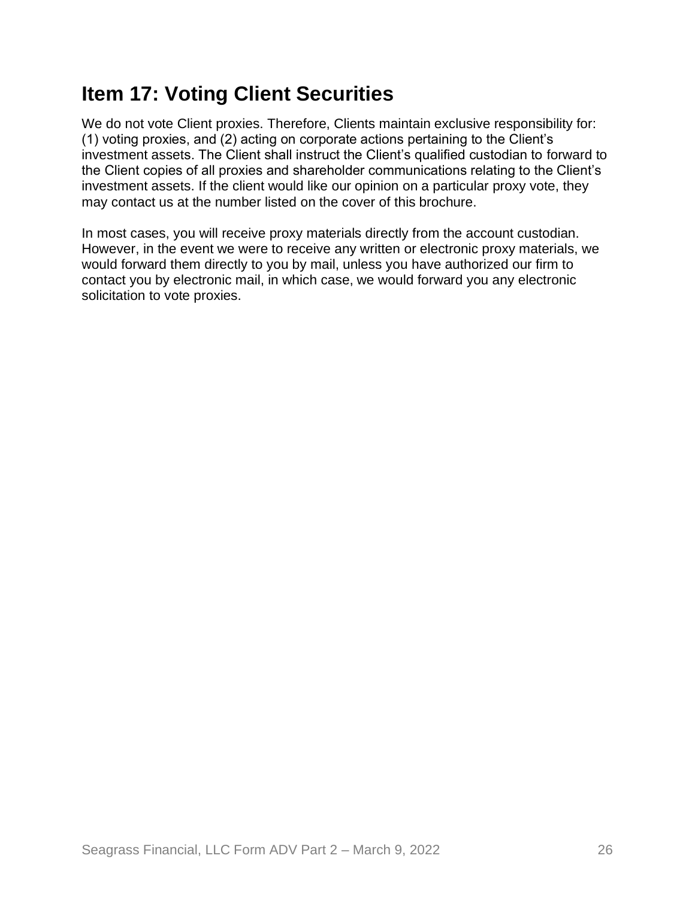## Item 17: Voting Client Securities

We do not vote Client proxies. Therefore, Clients maintain exclusive responsibility for: (1) voting proxies, and (2) acting on corporate actions pertaining to the Client's investment assets. The Client shall instruct the Client's qualified custodian to forward to the Client copies of all proxies and shareholder communications relating to the Client's investment assets. If the client would like our opinion on a particular proxy vote, they may contact us at the number listed on the cover of this brochure.

In most cases, you will receive proxy materials directly from the account custodian. However, in the event we were to receive any written or electronic proxy materials, we would forward them directly to you by mail, unless you have authorized our firm to contact you by electronic mail, in which case, we would forward you any electronic solicitation to vote proxies.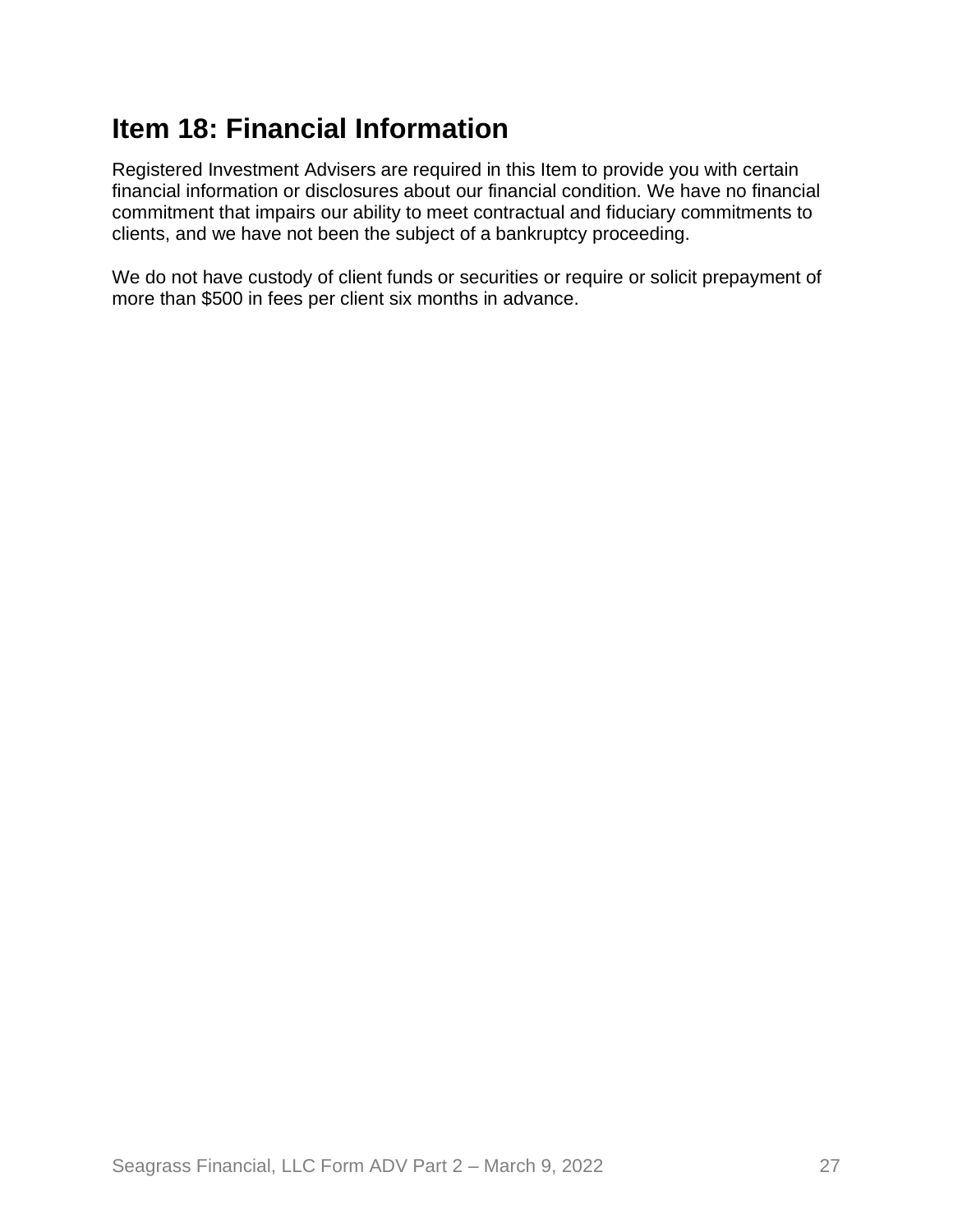## Item 18: Financial Information

Registered Investment Advisers are required in this Item to provide you with certain financial information or disclosures about our financial condition. We have no financial commitment that impairs our ability to meet contractual and fiduciary commitments to clients, and we have not been the subject of a bankruptcy proceeding.

We do not have custody of client funds or securities or require or solicit prepayment of more than $500 in fees per client six months in advance.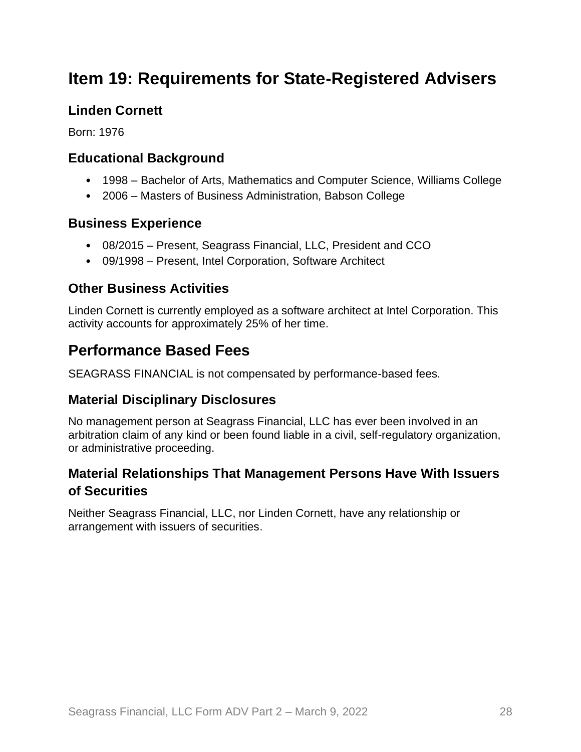# Item 19: Requirements for State-Registered Advisers

## Linden Cornett

Born: 1976

### Educational Background

- 1998 – Bachelor of Arts, Mathematics and Computer Science, Williams College
- 2006 – Masters of Business Administration, Babson College

### Business Experience

- 08/2015 – Present, Seagrass Financial, LLC, President and CCO
- 09/1998 – Present, Intel Corporation, Software Architect

### Other Business Activities

Linden Cornett is currently employed as a software architect at Intel Corporation. This activity accounts for approximately 25% of her time.

## Performance Based Fees

SEAGRASS FINANCIAL is not compensated by performance-based fees.

### Material Disciplinary Disclosures

No management person at Seagrass Financial, LLC has ever been involved in an arbitration claim of any kind or been found liable in a civil, self-regulatory organization, or administrative proceeding.

### Material Relationships That Management Persons Have With Issuers of Securities

Neither Seagrass Financial, LLC, nor Linden Cornett, have any relationship or arrangement with issuers of securities.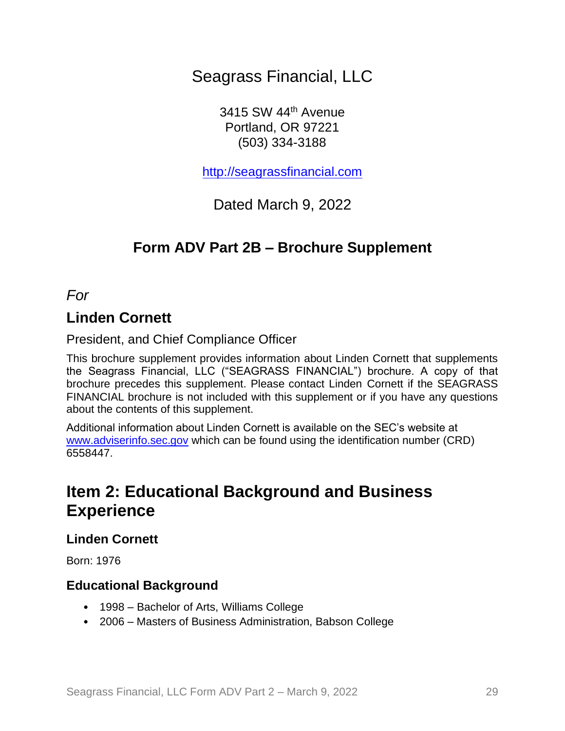# Seagrass Financial, LLC

3415 SW 44th Avenue
Portland, OR 97221
(503) 334-3188

http://seagrassfinancial.com

Dated March 9, 2022

## Form ADV Part 2B – Brochure Supplement

*For*

### Linden Cornett

President, and Chief Compliance Officer

This brochure supplement provides information about Linden Cornett that supplements the Seagrass Financial, LLC ("SEAGRASS FINANCIAL") brochure. A copy of that brochure precedes this supplement. Please contact Linden Cornett if the SEAGRASS FINANCIAL brochure is not included with this supplement or if you have any questions about the contents of this supplement.

Additional information about Linden Cornett is available on the SEC's website at www.adviserinfo.sec.gov which can be found using the identification number (CRD) 6558447.

## Item 2: Educational Background and Business Experience

### Linden Cornett

Born: 1976

### Educational Background

- 1998 – Bachelor of Arts, Williams College
- 2006 – Masters of Business Administration, Babson College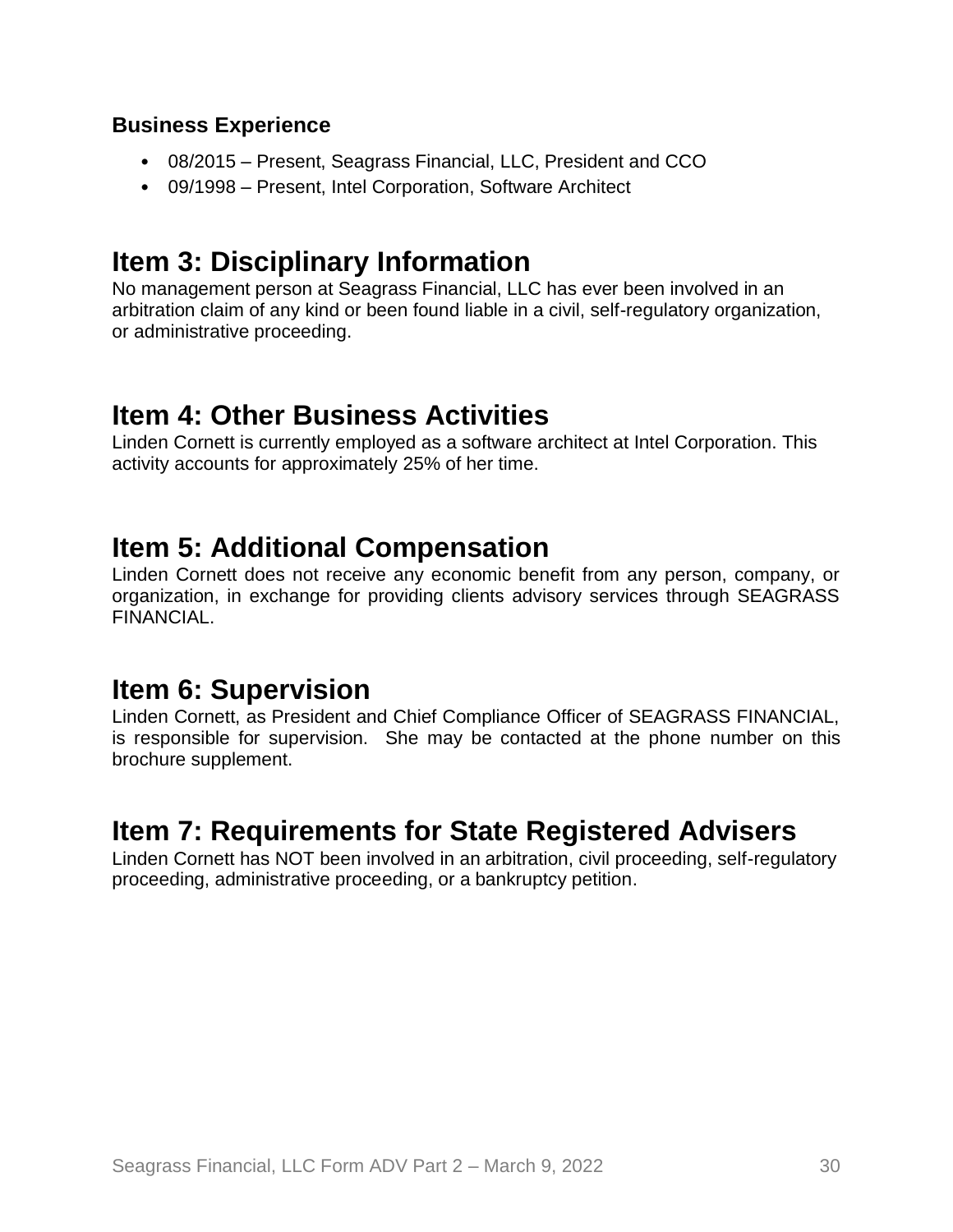### Business Experience

- 08/2015 – Present, Seagrass Financial, LLC, President and CCO
- 09/1998 – Present, Intel Corporation, Software Architect

## Item 3: Disciplinary Information

No management person at Seagrass Financial, LLC has ever been involved in an arbitration claim of any kind or been found liable in a civil, self-regulatory organization, or administrative proceeding.

## Item 4: Other Business Activities

Linden Cornett is currently employed as a software architect at Intel Corporation. This activity accounts for approximately 25% of her time.

## Item 5: Additional Compensation

Linden Cornett does not receive any economic benefit from any person, company, or organization, in exchange for providing clients advisory services through SEAGRASS FINANCIAL.

## Item 6: Supervision

Linden Cornett, as President and Chief Compliance Officer of SEAGRASS FINANCIAL, is responsible for supervision. She may be contacted at the phone number on this brochure supplement.

## Item 7: Requirements for State Registered Advisers

Linden Cornett has NOT been involved in an arbitration, civil proceeding, self-regulatory proceeding, administrative proceeding, or a bankruptcy petition.